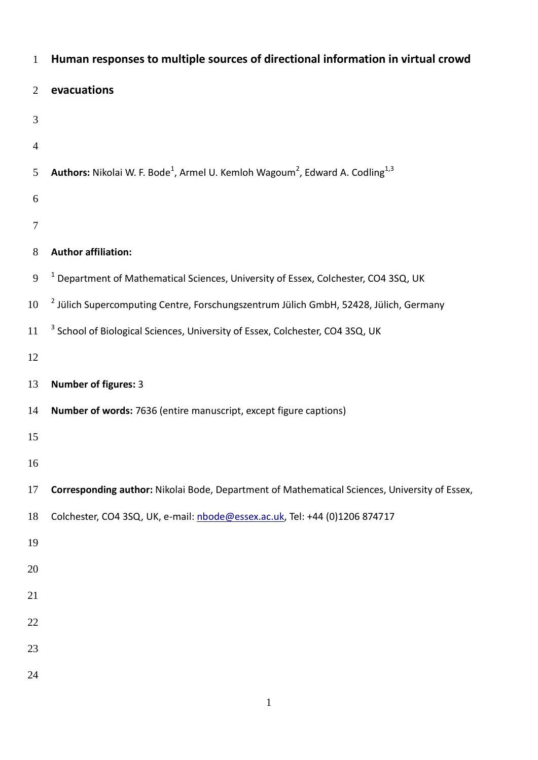# Human responses to multiple sources of directional information in virtual crowd evacuations

**Authors:** Nikolai W. F. Bode[1], Armel U. Kemloh Wagoum[2], Edward A. Codling[1,3]

**Author affiliation:**

[1] Department of Mathematical Sciences, University of Essex, Colchester, CO4 3SQ, UK

[2] Jülich Supercomputing Centre, Forschungszentrum Jülich GmbH, 52428, Jülich, Germany

[3] School of Biological Sciences, University of Essex, Colchester, CO4 3SQ, UK

**Number of figures:** 3

**Number of words:** 7636 (entire manuscript, except figure captions)

**Corresponding author:** Nikolai Bode, Department of Mathematical Sciences, University of Essex, Colchester, CO4 3SQ, UK, e-mail: nbode@essex.ac.uk, Tel: +44 (0)1206 874717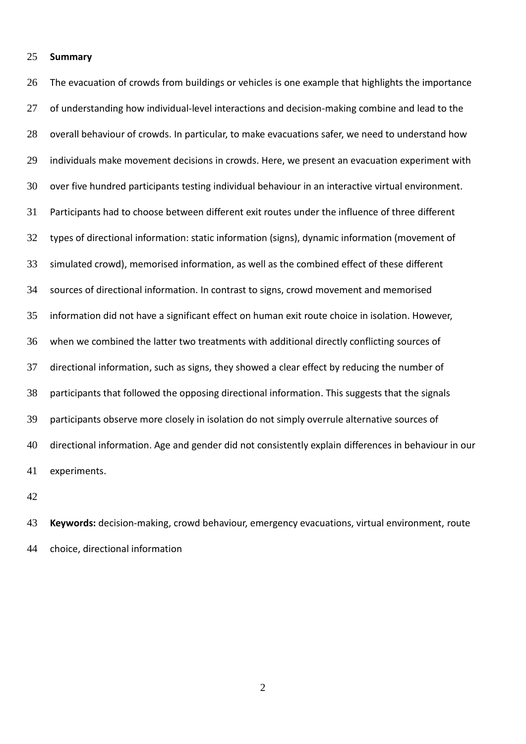**Summary**

The evacuation of crowds from buildings or vehicles is one example that highlights the importance of understanding how individual-level interactions and decision-making combine and lead to the overall behaviour of crowds. In particular, to make evacuations safer, we need to understand how individuals make movement decisions in crowds. Here, we present an evacuation experiment with over five hundred participants testing individual behaviour in an interactive virtual environment. Participants had to choose between different exit routes under the influence of three different types of directional information: static information (signs), dynamic information (movement of simulated crowd), memorised information, as well as the combined effect of these different sources of directional information. In contrast to signs, crowd movement and memorised information did not have a significant effect on human exit route choice in isolation. However, when we combined the latter two treatments with additional directly conflicting sources of directional information, such as signs, they showed a clear effect by reducing the number of participants that followed the opposing directional information. This suggests that the signals participants observe more closely in isolation do not simply overrule alternative sources of directional information. Age and gender did not consistently explain differences in behaviour in our experiments.

**Keywords:** decision-making, crowd behaviour, emergency evacuations, virtual environment, route choice, directional information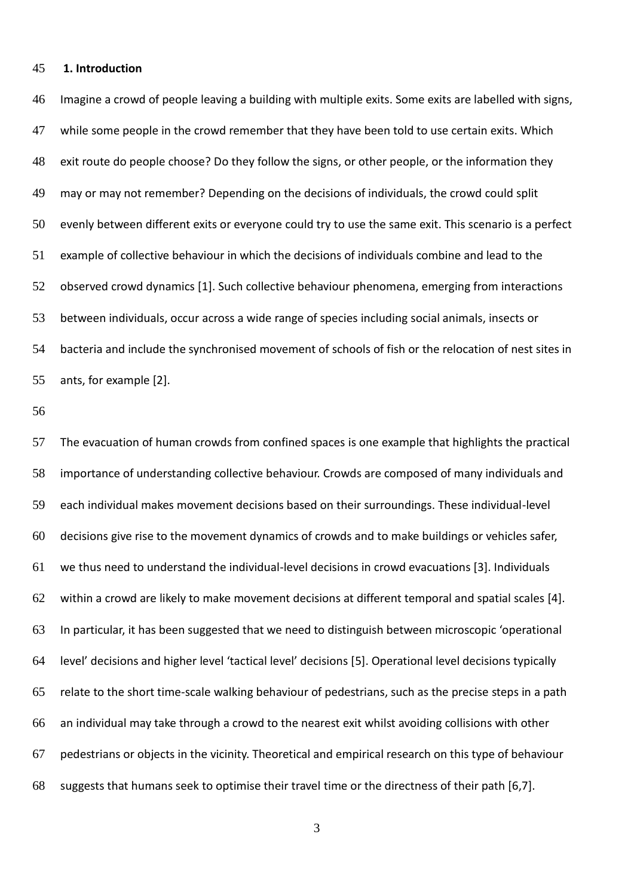## 1. Introduction

Imagine a crowd of people leaving a building with multiple exits. Some exits are labelled with signs, while some people in the crowd remember that they have been told to use certain exits. Which exit route do people choose? Do they follow the signs, or other people, or the information they may or may not remember? Depending on the decisions of individuals, the crowd could split evenly between different exits or everyone could try to use the same exit. This scenario is a perfect example of collective behaviour in which the decisions of individuals combine and lead to the observed crowd dynamics [1]. Such collective behaviour phenomena, emerging from interactions between individuals, occur across a wide range of species including social animals, insects or bacteria and include the synchronised movement of schools of fish or the relocation of nest sites in ants, for example [2].

The evacuation of human crowds from confined spaces is one example that highlights the practical importance of understanding collective behaviour. Crowds are composed of many individuals and each individual makes movement decisions based on their surroundings. These individual-level decisions give rise to the movement dynamics of crowds and to make buildings or vehicles safer, we thus need to understand the individual-level decisions in crowd evacuations [3]. Individuals within a crowd are likely to make movement decisions at different temporal and spatial scales [4]. In particular, it has been suggested that we need to distinguish between microscopic 'operational level' decisions and higher level 'tactical level' decisions [5]. Operational level decisions typically relate to the short time-scale walking behaviour of pedestrians, such as the precise steps in a path an individual may take through a crowd to the nearest exit whilst avoiding collisions with other pedestrians or objects in the vicinity. Theoretical and empirical research on this type of behaviour suggests that humans seek to optimise their travel time or the directness of their path [6,7].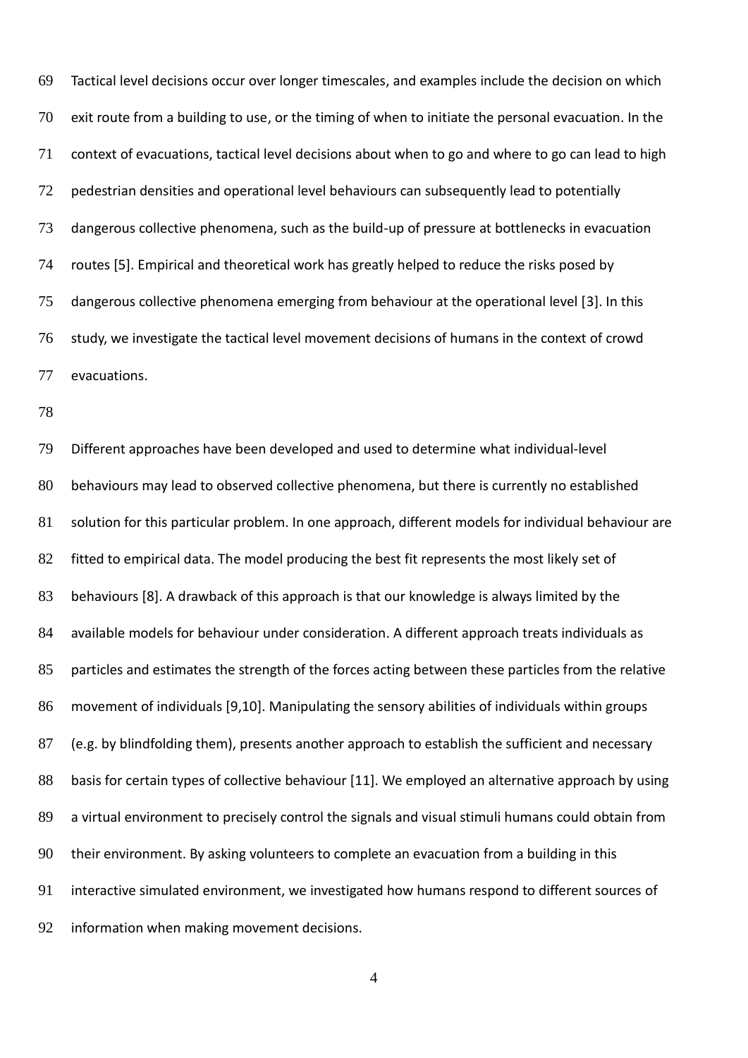Tactical level decisions occur over longer timescales, and examples include the decision on which exit route from a building to use, or the timing of when to initiate the personal evacuation. In the context of evacuations, tactical level decisions about when to go and where to go can lead to high pedestrian densities and operational level behaviours can subsequently lead to potentially dangerous collective phenomena, such as the build-up of pressure at bottlenecks in evacuation routes [5]. Empirical and theoretical work has greatly helped to reduce the risks posed by dangerous collective phenomena emerging from behaviour at the operational level [3]. In this study, we investigate the tactical level movement decisions of humans in the context of crowd evacuations.

Different approaches have been developed and used to determine what individual-level behaviours may lead to observed collective phenomena, but there is currently no established solution for this particular problem. In one approach, different models for individual behaviour are fitted to empirical data. The model producing the best fit represents the most likely set of behaviours [8]. A drawback of this approach is that our knowledge is always limited by the available models for behaviour under consideration. A different approach treats individuals as particles and estimates the strength of the forces acting between these particles from the relative movement of individuals [9,10]. Manipulating the sensory abilities of individuals within groups (e.g. by blindfolding them), presents another approach to establish the sufficient and necessary basis for certain types of collective behaviour [11]. We employed an alternative approach by using a virtual environment to precisely control the signals and visual stimuli humans could obtain from their environment. By asking volunteers to complete an evacuation from a building in this interactive simulated environment, we investigated how humans respond to different sources of information when making movement decisions.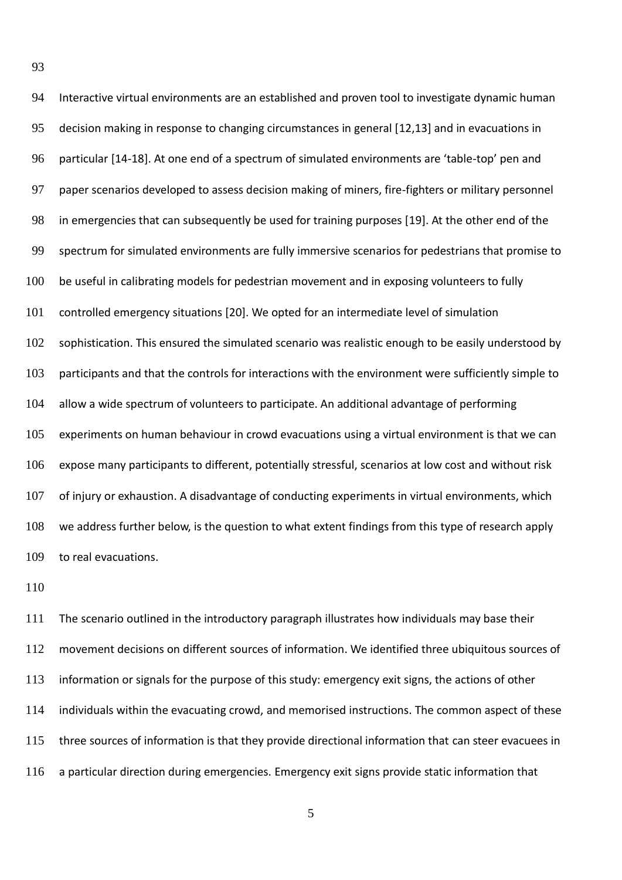Interactive virtual environments are an established and proven tool to investigate dynamic human decision making in response to changing circumstances in general [12,13] and in evacuations in particular [14-18]. At one end of a spectrum of simulated environments are 'table-top' pen and paper scenarios developed to assess decision making of miners, fire-fighters or military personnel in emergencies that can subsequently be used for training purposes [19]. At the other end of the spectrum for simulated environments are fully immersive scenarios for pedestrians that promise to be useful in calibrating models for pedestrian movement and in exposing volunteers to fully controlled emergency situations [20]. We opted for an intermediate level of simulation sophistication. This ensured the simulated scenario was realistic enough to be easily understood by participants and that the controls for interactions with the environment were sufficiently simple to allow a wide spectrum of volunteers to participate. An additional advantage of performing experiments on human behaviour in crowd evacuations using a virtual environment is that we can expose many participants to different, potentially stressful, scenarios at low cost and without risk of injury or exhaustion. A disadvantage of conducting experiments in virtual environments, which we address further below, is the question to what extent findings from this type of research apply to real evacuations.

The scenario outlined in the introductory paragraph illustrates how individuals may base their movement decisions on different sources of information. We identified three ubiquitous sources of information or signals for the purpose of this study: emergency exit signs, the actions of other individuals within the evacuating crowd, and memorised instructions. The common aspect of these three sources of information is that they provide directional information that can steer evacuees in a particular direction during emergencies. Emergency exit signs provide static information that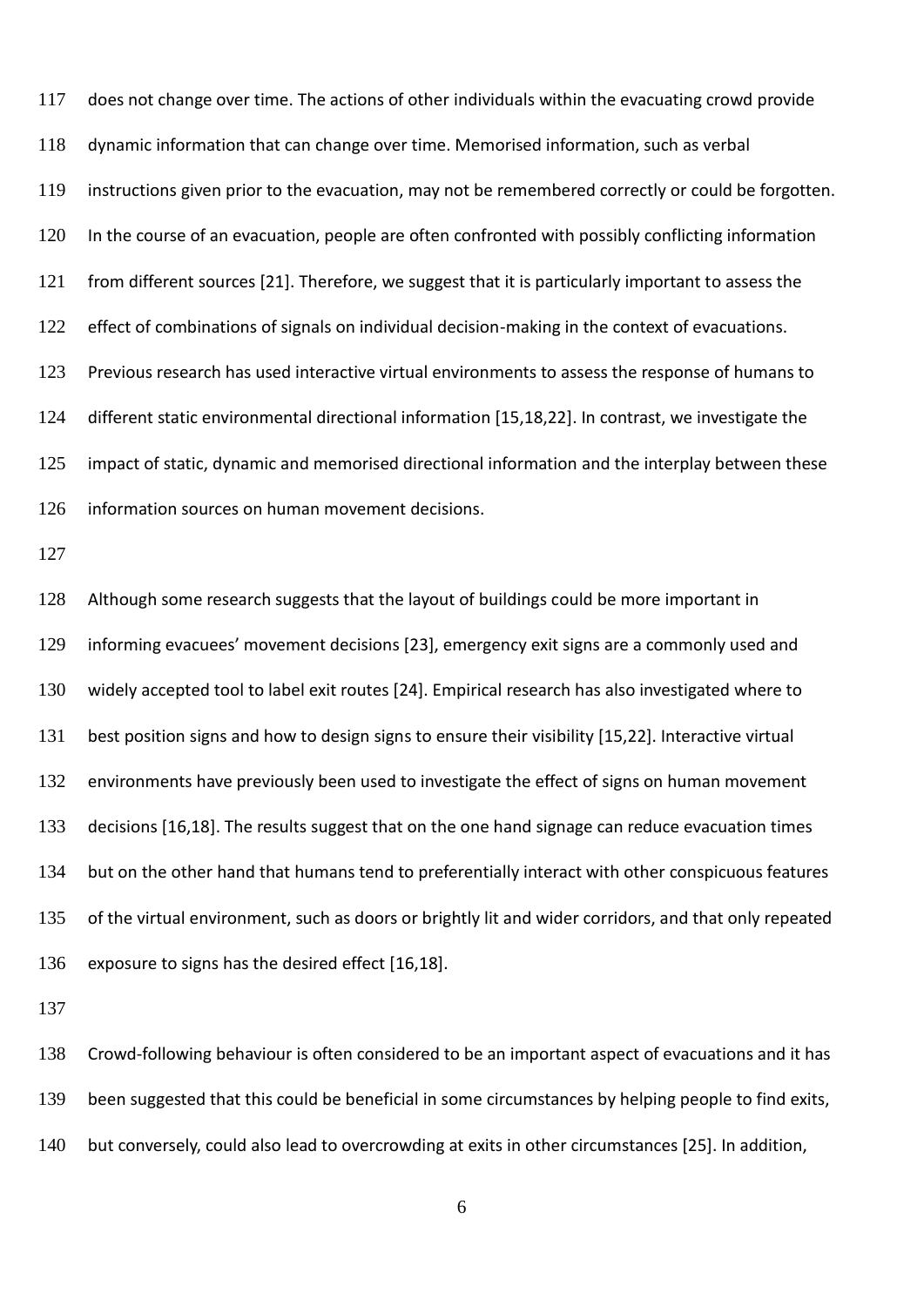does not change over time. The actions of other individuals within the evacuating crowd provide dynamic information that can change over time. Memorised information, such as verbal instructions given prior to the evacuation, may not be remembered correctly or could be forgotten. In the course of an evacuation, people are often confronted with possibly conflicting information from different sources [21]. Therefore, we suggest that it is particularly important to assess the effect of combinations of signals on individual decision-making in the context of evacuations. Previous research has used interactive virtual environments to assess the response of humans to different static environmental directional information [15,18,22]. In contrast, we investigate the impact of static, dynamic and memorised directional information and the interplay between these information sources on human movement decisions.

Although some research suggests that the layout of buildings could be more important in informing evacuees' movement decisions [23], emergency exit signs are a commonly used and widely accepted tool to label exit routes [24]. Empirical research has also investigated where to best position signs and how to design signs to ensure their visibility [15,22]. Interactive virtual environments have previously been used to investigate the effect of signs on human movement decisions [16,18]. The results suggest that on the one hand signage can reduce evacuation times but on the other hand that humans tend to preferentially interact with other conspicuous features of the virtual environment, such as doors or brightly lit and wider corridors, and that only repeated exposure to signs has the desired effect [16,18].

Crowd-following behaviour is often considered to be an important aspect of evacuations and it has been suggested that this could be beneficial in some circumstances by helping people to find exits, but conversely, could also lead to overcrowding at exits in other circumstances [25]. In addition,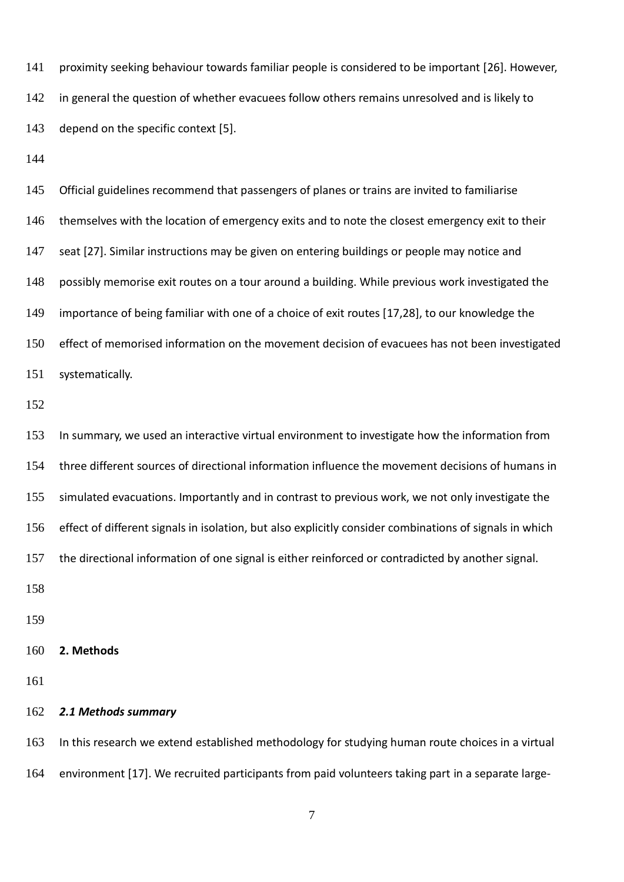proximity seeking behaviour towards familiar people is considered to be important [26]. However, in general the question of whether evacuees follow others remains unresolved and is likely to depend on the specific context [5].

Official guidelines recommend that passengers of planes or trains are invited to familiarise themselves with the location of emergency exits and to note the closest emergency exit to their seat [27]. Similar instructions may be given on entering buildings or people may notice and possibly memorise exit routes on a tour around a building. While previous work investigated the importance of being familiar with one of a choice of exit routes [17,28], to our knowledge the effect of memorised information on the movement decision of evacuees has not been investigated systematically.

In summary, we used an interactive virtual environment to investigate how the information from three different sources of directional information influence the movement decisions of humans in simulated evacuations. Importantly and in contrast to previous work, we not only investigate the effect of different signals in isolation, but also explicitly consider combinations of signals in which the directional information of one signal is either reinforced or contradicted by another signal.

## 2. Methods

### *2.1 Methods summary*

In this research we extend established methodology for studying human route choices in a virtual environment [17]. We recruited participants from paid volunteers taking part in a separate large-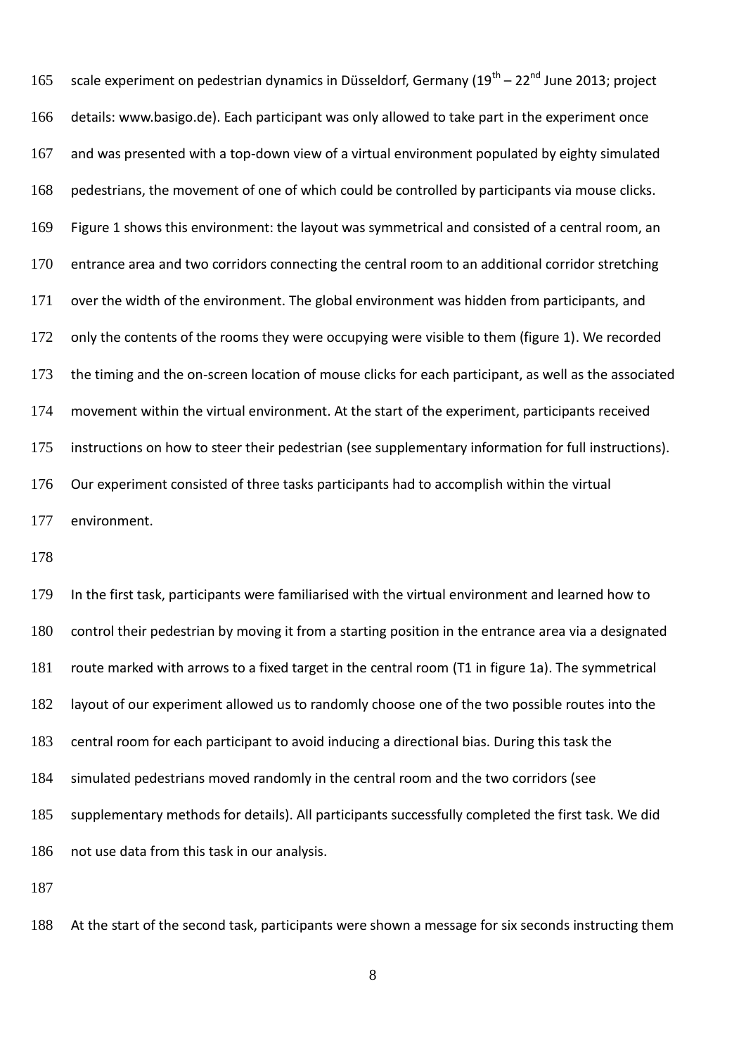scale experiment on pedestrian dynamics in Düsseldorf, Germany ($19^{th}$ – $22^{nd}$ June 2013; project details: www.basigo.de). Each participant was only allowed to take part in the experiment once and was presented with a top-down view of a virtual environment populated by eighty simulated pedestrians, the movement of one of which could be controlled by participants via mouse clicks. Figure 1 shows this environment: the layout was symmetrical and consisted of a central room, an entrance area and two corridors connecting the central room to an additional corridor stretching over the width of the environment. The global environment was hidden from participants, and only the contents of the rooms they were occupying were visible to them (figure 1). We recorded the timing and the on-screen location of mouse clicks for each participant, as well as the associated movement within the virtual environment. At the start of the experiment, participants received instructions on how to steer their pedestrian (see supplementary information for full instructions). Our experiment consisted of three tasks participants had to accomplish within the virtual environment.

In the first task, participants were familiarised with the virtual environment and learned how to control their pedestrian by moving it from a starting position in the entrance area via a designated route marked with arrows to a fixed target in the central room (T1 in figure 1a). The symmetrical layout of our experiment allowed us to randomly choose one of the two possible routes into the central room for each participant to avoid inducing a directional bias. During this task the simulated pedestrians moved randomly in the central room and the two corridors (see supplementary methods for details). All participants successfully completed the first task. We did not use data from this task in our analysis.

At the start of the second task, participants were shown a message for six seconds instructing them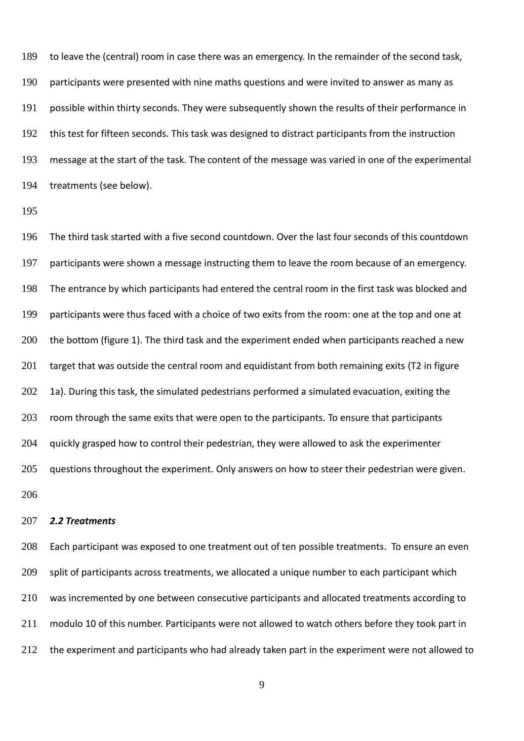to leave the (central) room in case there was an emergency. In the remainder of the second task, participants were presented with nine maths questions and were invited to answer as many as possible within thirty seconds. They were subsequently shown the results of their performance in this test for fifteen seconds. This task was designed to distract participants from the instruction message at the start of the task. The content of the message was varied in one of the experimental treatments (see below).

The third task started with a five second countdown. Over the last four seconds of this countdown participants were shown a message instructing them to leave the room because of an emergency. The entrance by which participants had entered the central room in the first task was blocked and participants were thus faced with a choice of two exits from the room: one at the top and one at the bottom (figure 1). The third task and the experiment ended when participants reached a new target that was outside the central room and equidistant from both remaining exits (T2 in figure 1a). During this task, the simulated pedestrians performed a simulated evacuation, exiting the room through the same exits that were open to the participants. To ensure that participants quickly grasped how to control their pedestrian, they were allowed to ask the experimenter questions throughout the experiment. Only answers on how to steer their pedestrian were given.

### *2.2 Treatments*

Each participant was exposed to one treatment out of ten possible treatments. To ensure an even split of participants across treatments, we allocated a unique number to each participant which was incremented by one between consecutive participants and allocated treatments according to modulo 10 of this number. Participants were not allowed to watch others before they took part in the experiment and participants who had already taken part in the experiment were not allowed to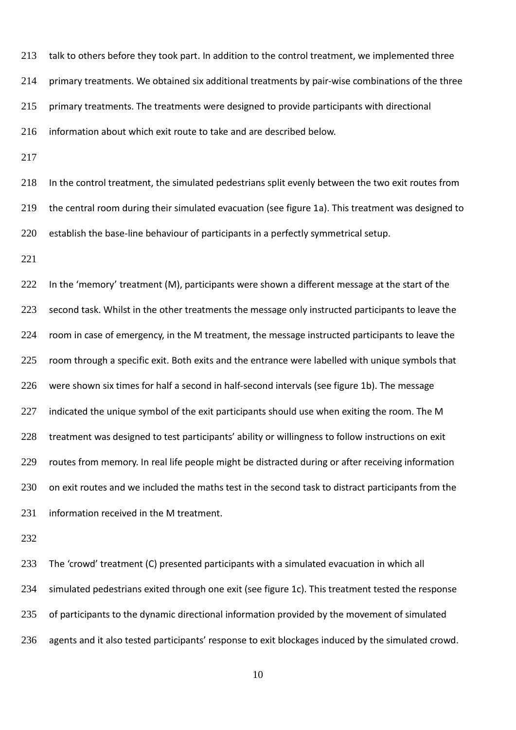talk to others before they took part. In addition to the control treatment, we implemented three primary treatments. We obtained six additional treatments by pair-wise combinations of the three primary treatments. The treatments were designed to provide participants with directional information about which exit route to take and are described below.

In the control treatment, the simulated pedestrians split evenly between the two exit routes from the central room during their simulated evacuation (see figure 1a). This treatment was designed to establish the base-line behaviour of participants in a perfectly symmetrical setup.

In the 'memory' treatment (M), participants were shown a different message at the start of the second task. Whilst in the other treatments the message only instructed participants to leave the room in case of emergency, in the M treatment, the message instructed participants to leave the room through a specific exit. Both exits and the entrance were labelled with unique symbols that were shown six times for half a second in half-second intervals (see figure 1b). The message indicated the unique symbol of the exit participants should use when exiting the room. The M treatment was designed to test participants' ability or willingness to follow instructions on exit routes from memory. In real life people might be distracted during or after receiving information on exit routes and we included the maths test in the second task to distract participants from the information received in the M treatment.

The 'crowd' treatment (C) presented participants with a simulated evacuation in which all simulated pedestrians exited through one exit (see figure 1c). This treatment tested the response of participants to the dynamic directional information provided by the movement of simulated agents and it also tested participants' response to exit blockages induced by the simulated crowd.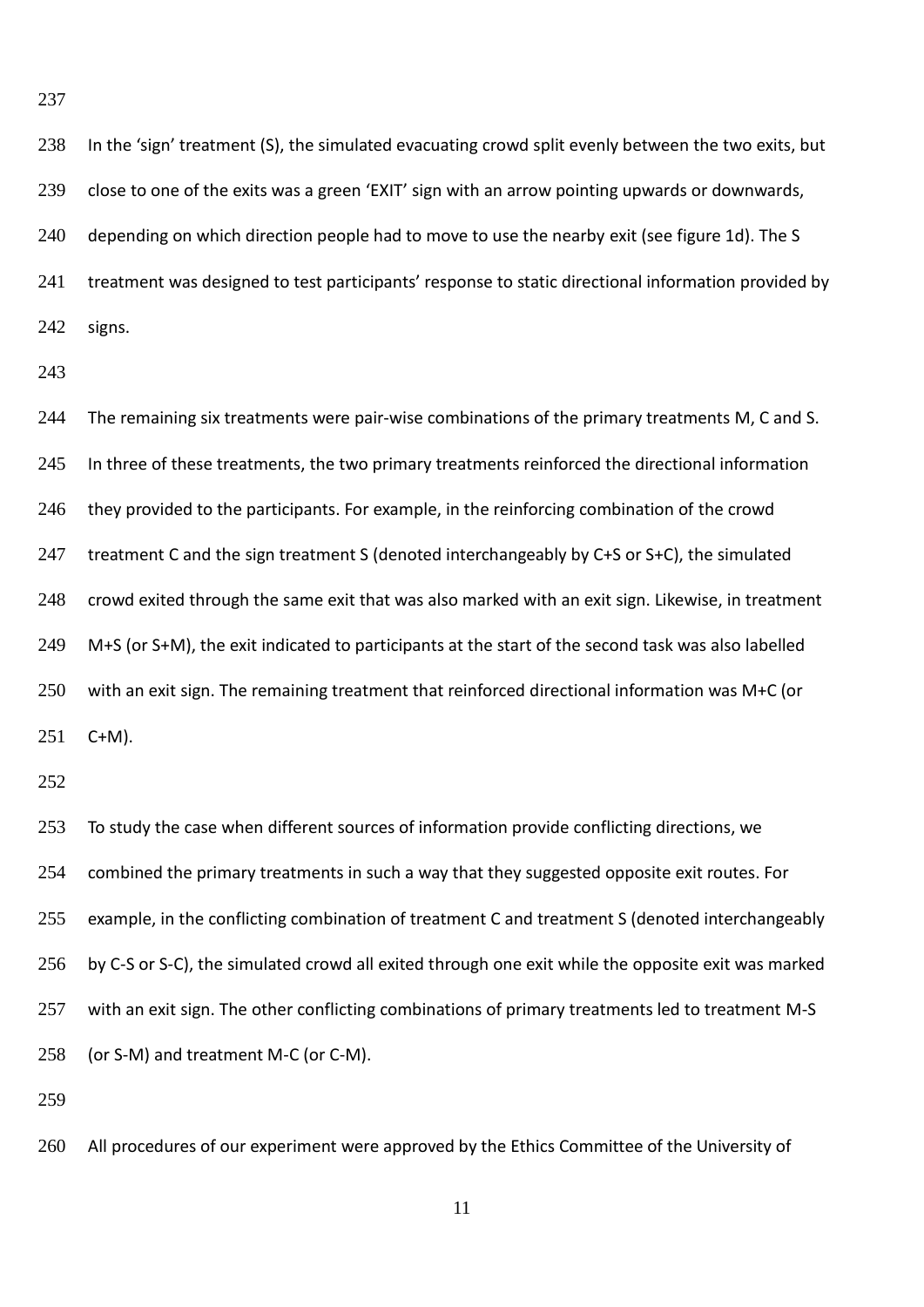In the 'sign' treatment (S), the simulated evacuating crowd split evenly between the two exits, but close to one of the exits was a green 'EXIT' sign with an arrow pointing upwards or downwards, depending on which direction people had to move to use the nearby exit (see figure 1d). The S treatment was designed to test participants' response to static directional information provided by signs.

The remaining six treatments were pair-wise combinations of the primary treatments M, C and S. In three of these treatments, the two primary treatments reinforced the directional information they provided to the participants. For example, in the reinforcing combination of the crowd treatment C and the sign treatment S (denoted interchangeably by C+S or S+C), the simulated crowd exited through the same exit that was also marked with an exit sign. Likewise, in treatment M+S (or S+M), the exit indicated to participants at the start of the second task was also labelled with an exit sign. The remaining treatment that reinforced directional information was M+C (or C+M).

To study the case when different sources of information provide conflicting directions, we combined the primary treatments in such a way that they suggested opposite exit routes. For example, in the conflicting combination of treatment C and treatment S (denoted interchangeably by C-S or S-C), the simulated crowd all exited through one exit while the opposite exit was marked with an exit sign. The other conflicting combinations of primary treatments led to treatment M-S (or S-M) and treatment M-C (or C-M).

All procedures of our experiment were approved by the Ethics Committee of the University of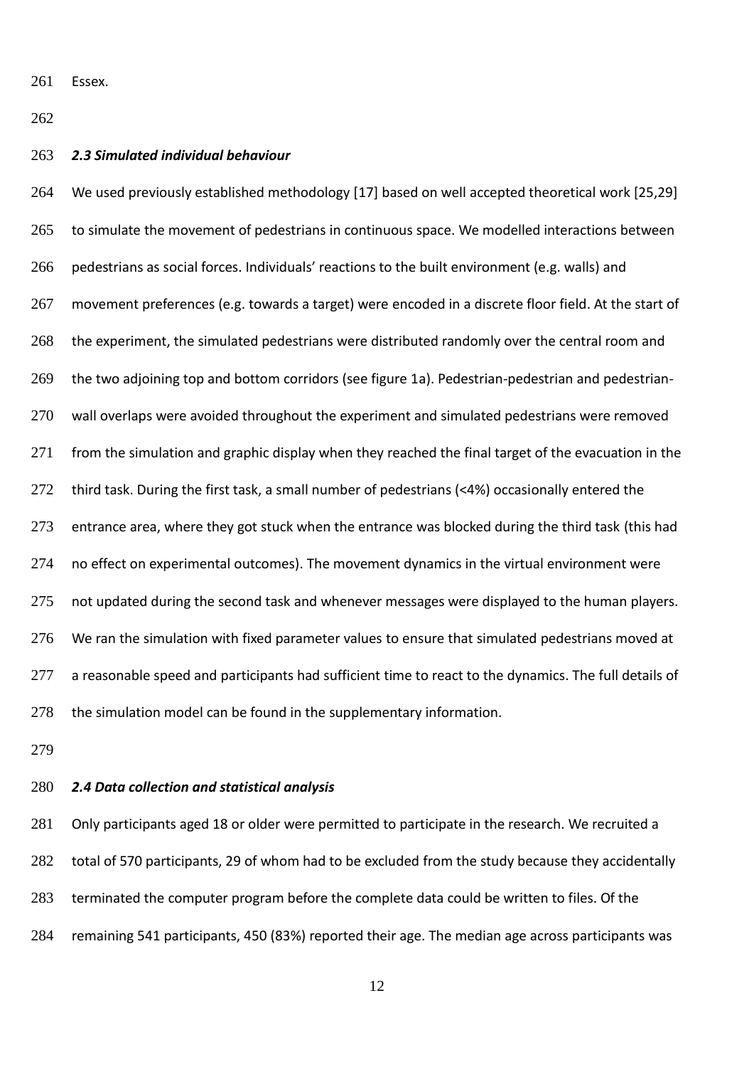Essex.

### *2.3 Simulated individual behaviour*

We used previously established methodology [17] based on well accepted theoretical work [25,29] to simulate the movement of pedestrians in continuous space. We modelled interactions between pedestrians as social forces. Individuals' reactions to the built environment (e.g. walls) and movement preferences (e.g. towards a target) were encoded in a discrete floor field. At the start of the experiment, the simulated pedestrians were distributed randomly over the central room and the two adjoining top and bottom corridors (see figure 1a). Pedestrian-pedestrian and pedestrian-wall overlaps were avoided throughout the experiment and simulated pedestrians were removed from the simulation and graphic display when they reached the final target of the evacuation in the third task. During the first task, a small number of pedestrians (<4%) occasionally entered the entrance area, where they got stuck when the entrance was blocked during the third task (this had no effect on experimental outcomes). The movement dynamics in the virtual environment were not updated during the second task and whenever messages were displayed to the human players. We ran the simulation with fixed parameter values to ensure that simulated pedestrians moved at a reasonable speed and participants had sufficient time to react to the dynamics. The full details of the simulation model can be found in the supplementary information.

### *2.4 Data collection and statistical analysis*

Only participants aged 18 or older were permitted to participate in the research. We recruited a total of 570 participants, 29 of whom had to be excluded from the study because they accidentally terminated the computer program before the complete data could be written to files. Of the remaining 541 participants, 450 (83%) reported their age. The median age across participants was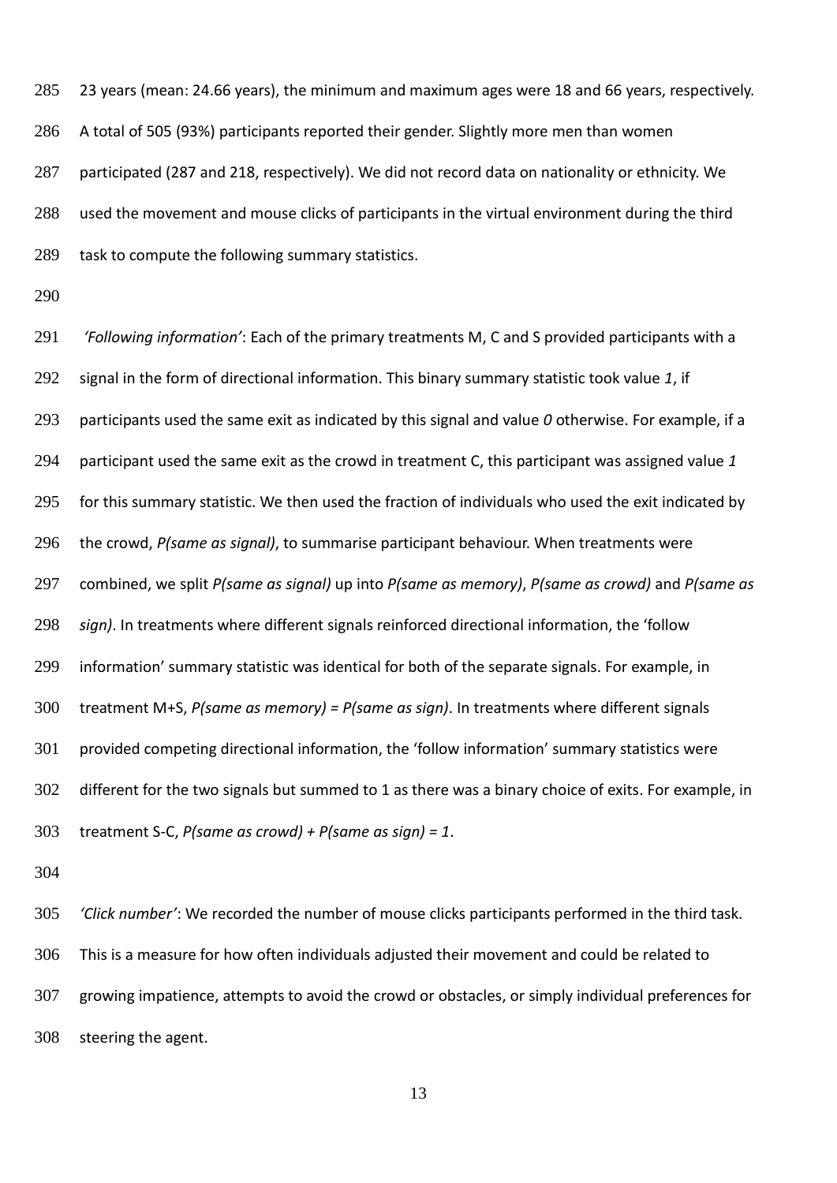23 years (mean: 24.66 years), the minimum and maximum ages were 18 and 66 years, respectively. A total of 505 (93%) participants reported their gender. Slightly more men than women participated (287 and 218, respectively). We did not record data on nationality or ethnicity. We used the movement and mouse clicks of participants in the virtual environment during the third task to compute the following summary statistics.

*'Following information'*: Each of the primary treatments M, C and S provided participants with a signal in the form of directional information. This binary summary statistic took value *1*, if participants used the same exit as indicated by this signal and value *0* otherwise. For example, if a participant used the same exit as the crowd in treatment C, this participant was assigned value *1* for this summary statistic. We then used the fraction of individuals who used the exit indicated by the crowd, *P(same as signal)*, to summarise participant behaviour. When treatments were combined, we split *P(same as signal)* up into *P(same as memory)*, *P(same as crowd)* and *P(same as sign)*. In treatments where different signals reinforced directional information, the 'follow information' summary statistic was identical for both of the separate signals. For example, in treatment M+S, *P(same as memory) = P(same as sign)*. In treatments where different signals provided competing directional information, the 'follow information' summary statistics were different for the two signals but summed to 1 as there was a binary choice of exits. For example, in treatment S-C, *P(same as crowd) + P(same as sign) = 1*.

*'Click number'*: We recorded the number of mouse clicks participants performed in the third task. This is a measure for how often individuals adjusted their movement and could be related to growing impatience, attempts to avoid the crowd or obstacles, or simply individual preferences for steering the agent.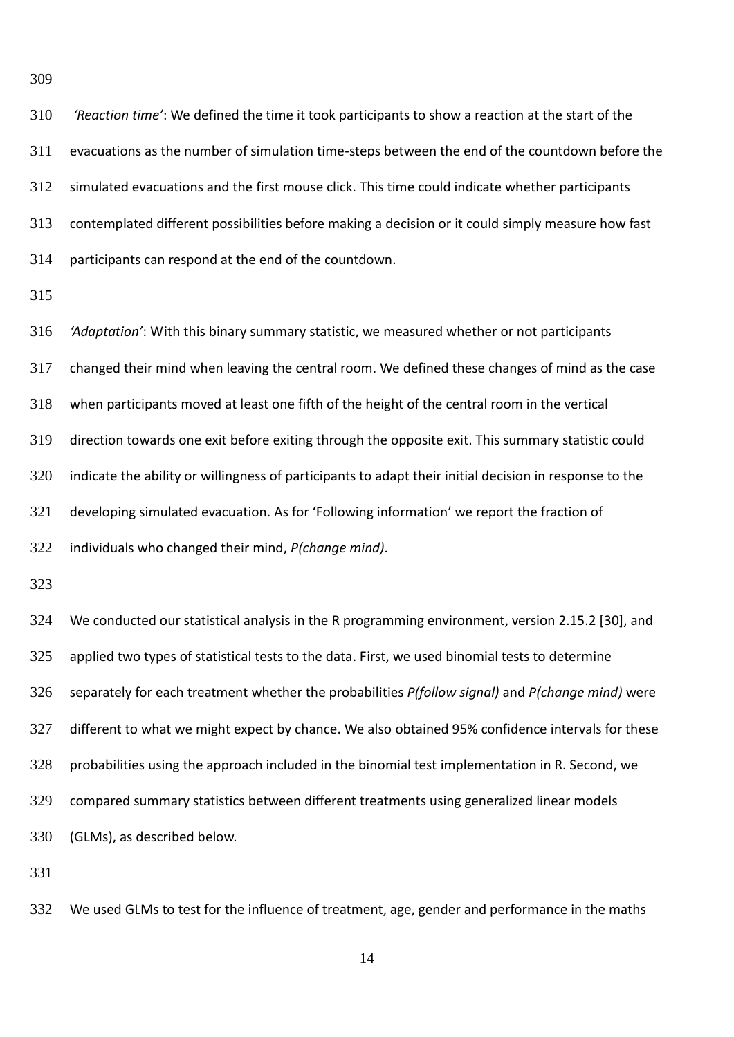*'Reaction time'*: We defined the time it took participants to show a reaction at the start of the evacuations as the number of simulation time-steps between the end of the countdown before the simulated evacuations and the first mouse click. This time could indicate whether participants contemplated different possibilities before making a decision or it could simply measure how fast participants can respond at the end of the countdown.

*'Adaptation'*: With this binary summary statistic, we measured whether or not participants changed their mind when leaving the central room. We defined these changes of mind as the case when participants moved at least one fifth of the height of the central room in the vertical direction towards one exit before exiting through the opposite exit. This summary statistic could indicate the ability or willingness of participants to adapt their initial decision in response to the developing simulated evacuation. As for 'Following information' we report the fraction of individuals who changed their mind, *P(change mind)*.

We conducted our statistical analysis in the R programming environment, version 2.15.2 [30], and applied two types of statistical tests to the data. First, we used binomial tests to determine separately for each treatment whether the probabilities *P(follow signal)* and *P(change mind)* were different to what we might expect by chance. We also obtained 95% confidence intervals for these probabilities using the approach included in the binomial test implementation in R. Second, we compared summary statistics between different treatments using generalized linear models (GLMs), as described below.

We used GLMs to test for the influence of treatment, age, gender and performance in the maths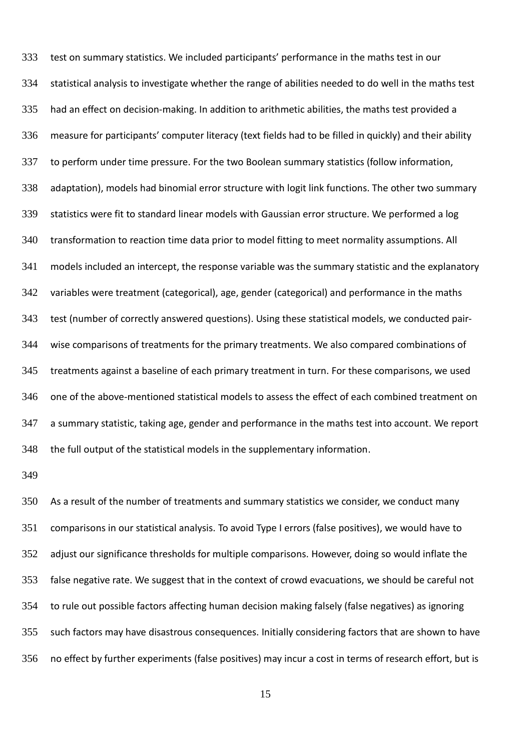test on summary statistics. We included participants' performance in the maths test in our statistical analysis to investigate whether the range of abilities needed to do well in the maths test had an effect on decision-making. In addition to arithmetic abilities, the maths test provided a measure for participants' computer literacy (text fields had to be filled in quickly) and their ability to perform under time pressure. For the two Boolean summary statistics (follow information, adaptation), models had binomial error structure with logit link functions. The other two summary statistics were fit to standard linear models with Gaussian error structure. We performed a log transformation to reaction time data prior to model fitting to meet normality assumptions. All models included an intercept, the response variable was the summary statistic and the explanatory variables were treatment (categorical), age, gender (categorical) and performance in the maths test (number of correctly answered questions). Using these statistical models, we conducted pair-wise comparisons of treatments for the primary treatments. We also compared combinations of treatments against a baseline of each primary treatment in turn. For these comparisons, we used one of the above-mentioned statistical models to assess the effect of each combined treatment on a summary statistic, taking age, gender and performance in the maths test into account. We report the full output of the statistical models in the supplementary information.

As a result of the number of treatments and summary statistics we consider, we conduct many comparisons in our statistical analysis. To avoid Type I errors (false positives), we would have to adjust our significance thresholds for multiple comparisons. However, doing so would inflate the false negative rate. We suggest that in the context of crowd evacuations, we should be careful not to rule out possible factors affecting human decision making falsely (false negatives) as ignoring such factors may have disastrous consequences. Initially considering factors that are shown to have no effect by further experiments (false positives) may incur a cost in terms of research effort, but is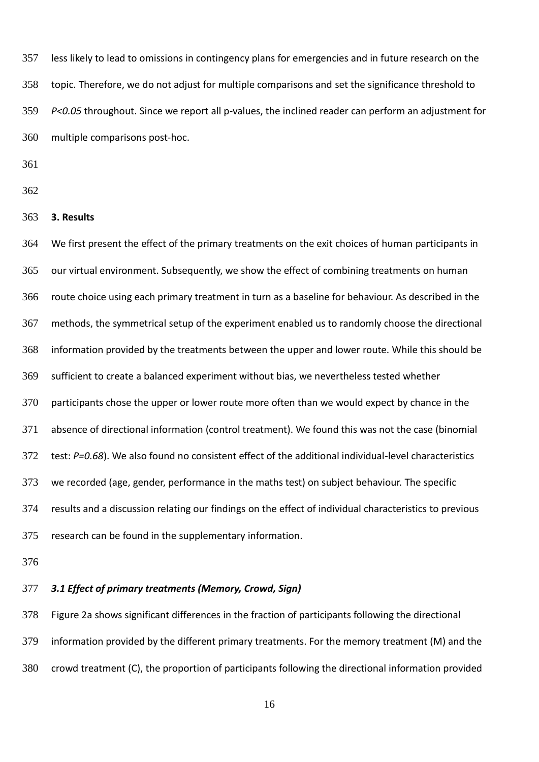less likely to lead to omissions in contingency plans for emergencies and in future research on the topic. Therefore, we do not adjust for multiple comparisons and set the significance threshold to *P<0.05* throughout. Since we report all p-values, the inclined reader can perform an adjustment for multiple comparisons post-hoc.

## 3. Results

We first present the effect of the primary treatments on the exit choices of human participants in our virtual environment. Subsequently, we show the effect of combining treatments on human route choice using each primary treatment in turn as a baseline for behaviour. As described in the methods, the symmetrical setup of the experiment enabled us to randomly choose the directional information provided by the treatments between the upper and lower route. While this should be sufficient to create a balanced experiment without bias, we nevertheless tested whether participants chose the upper or lower route more often than we would expect by chance in the absence of directional information (control treatment). We found this was not the case (binomial test: *P=0.68*). We also found no consistent effect of the additional individual-level characteristics we recorded (age, gender, performance in the maths test) on subject behaviour. The specific results and a discussion relating our findings on the effect of individual characteristics to previous research can be found in the supplementary information.

### *3.1 Effect of primary treatments (Memory, Crowd, Sign)*

Figure 2a shows significant differences in the fraction of participants following the directional information provided by the different primary treatments. For the memory treatment (M) and the crowd treatment (C), the proportion of participants following the directional information provided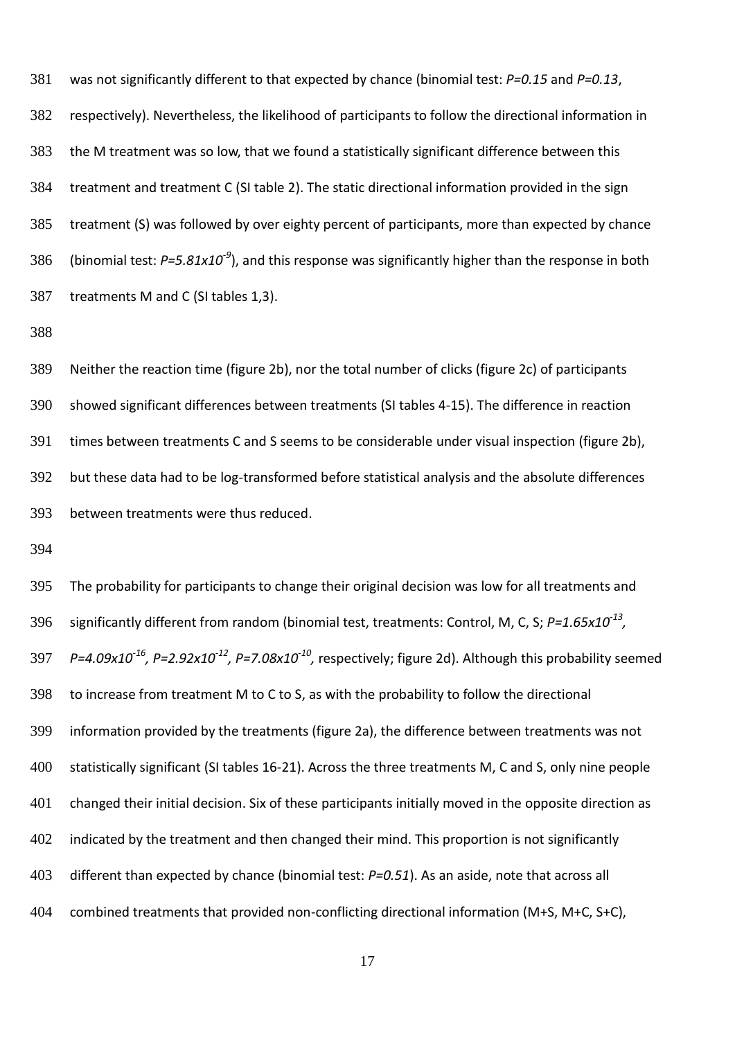was not significantly different to that expected by chance (binomial test: $P=0.15$ and $P=0.13$, respectively). Nevertheless, the likelihood of participants to follow the directional information in the M treatment was so low, that we found a statistically significant difference between this treatment and treatment C (SI table 2). The static directional information provided in the sign treatment (S) was followed by over eighty percent of participants, more than expected by chance (binomial test: $P=5.81x10^{-9}$), and this response was significantly higher than the response in both treatments M and C (SI tables 1,3).

Neither the reaction time (figure 2b), nor the total number of clicks (figure 2c) of participants showed significant differences between treatments (SI tables 4-15). The difference in reaction times between treatments C and S seems to be considerable under visual inspection (figure 2b), but these data had to be log-transformed before statistical analysis and the absolute differences between treatments were thus reduced.

The probability for participants to change their original decision was low for all treatments and significantly different from random (binomial test, treatments: Control, M, C, S; $P=1.65x10^{-13}$, $P=4.09x10^{-16}$, $P=2.92x10^{-12}$, $P=7.08x10^{-10}$, respectively; figure 2d). Although this probability seemed to increase from treatment M to C to S, as with the probability to follow the directional information provided by the treatments (figure 2a), the difference between treatments was not statistically significant (SI tables 16-21). Across the three treatments M, C and S, only nine people changed their initial decision. Six of these participants initially moved in the opposite direction as indicated by the treatment and then changed their mind. This proportion is not significantly different than expected by chance (binomial test: $P=0.51$). As an aside, note that across all combined treatments that provided non-conflicting directional information (M+S, M+C, S+C),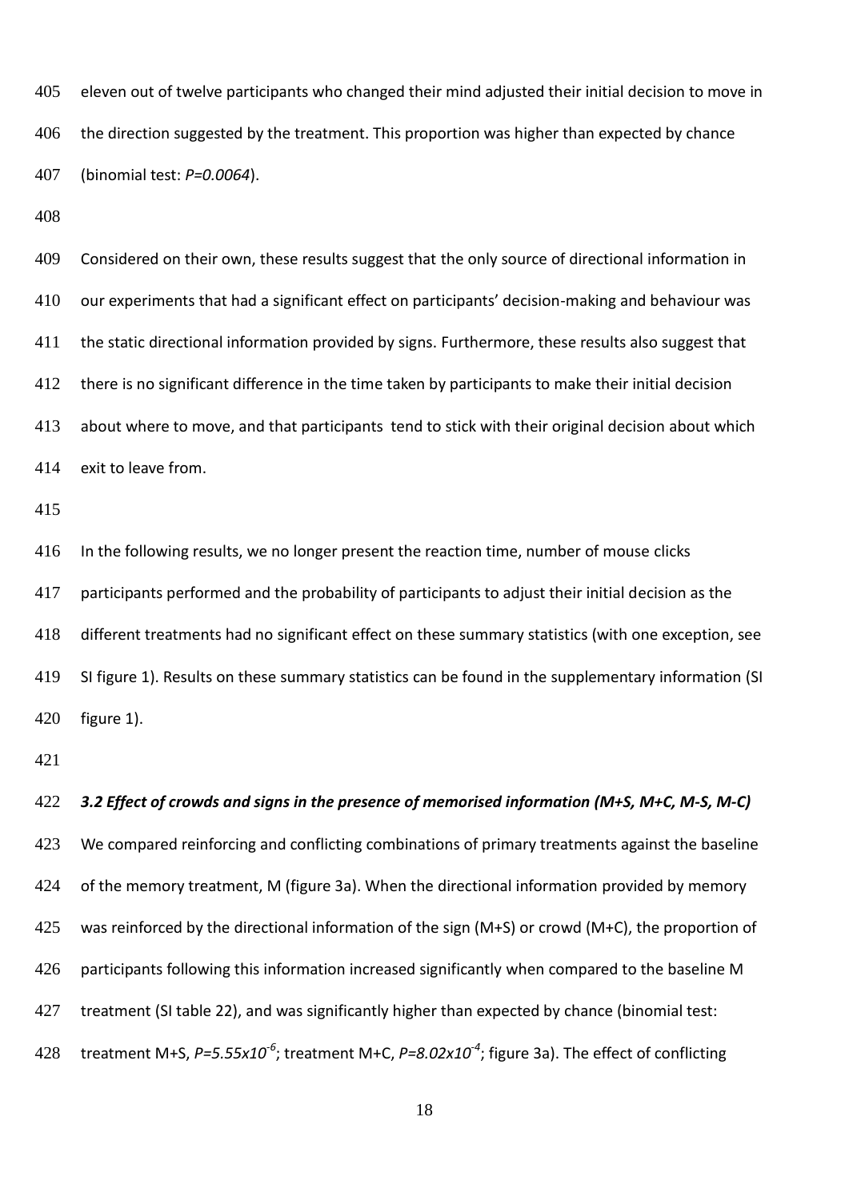eleven out of twelve participants who changed their mind adjusted their initial decision to move in the direction suggested by the treatment. This proportion was higher than expected by chance (binomial test: *P=0.0064*).

Considered on their own, these results suggest that the only source of directional information in our experiments that had a significant effect on participants' decision-making and behaviour was the static directional information provided by signs. Furthermore, these results also suggest that there is no significant difference in the time taken by participants to make their initial decision about where to move, and that participants tend to stick with their original decision about which exit to leave from.

In the following results, we no longer present the reaction time, number of mouse clicks participants performed and the probability of participants to adjust their initial decision as the different treatments had no significant effect on these summary statistics (with one exception, see SI figure 1). Results on these summary statistics can be found in the supplementary information (SI figure 1).

### *3.2 Effect of crowds and signs in the presence of memorised information (M+S, M+C, M-S, M-C)*

We compared reinforcing and conflicting combinations of primary treatments against the baseline of the memory treatment, M (figure 3a). When the directional information provided by memory was reinforced by the directional information of the sign (M+S) or crowd (M+C), the proportion of participants following this information increased significantly when compared to the baseline M treatment (SI table 22), and was significantly higher than expected by chance (binomial test: treatment M+S, $P=5.55 \times 10^{-6}$; treatment M+C, $P=8.02 \times 10^{-4}$; figure 3a). The effect of conflicting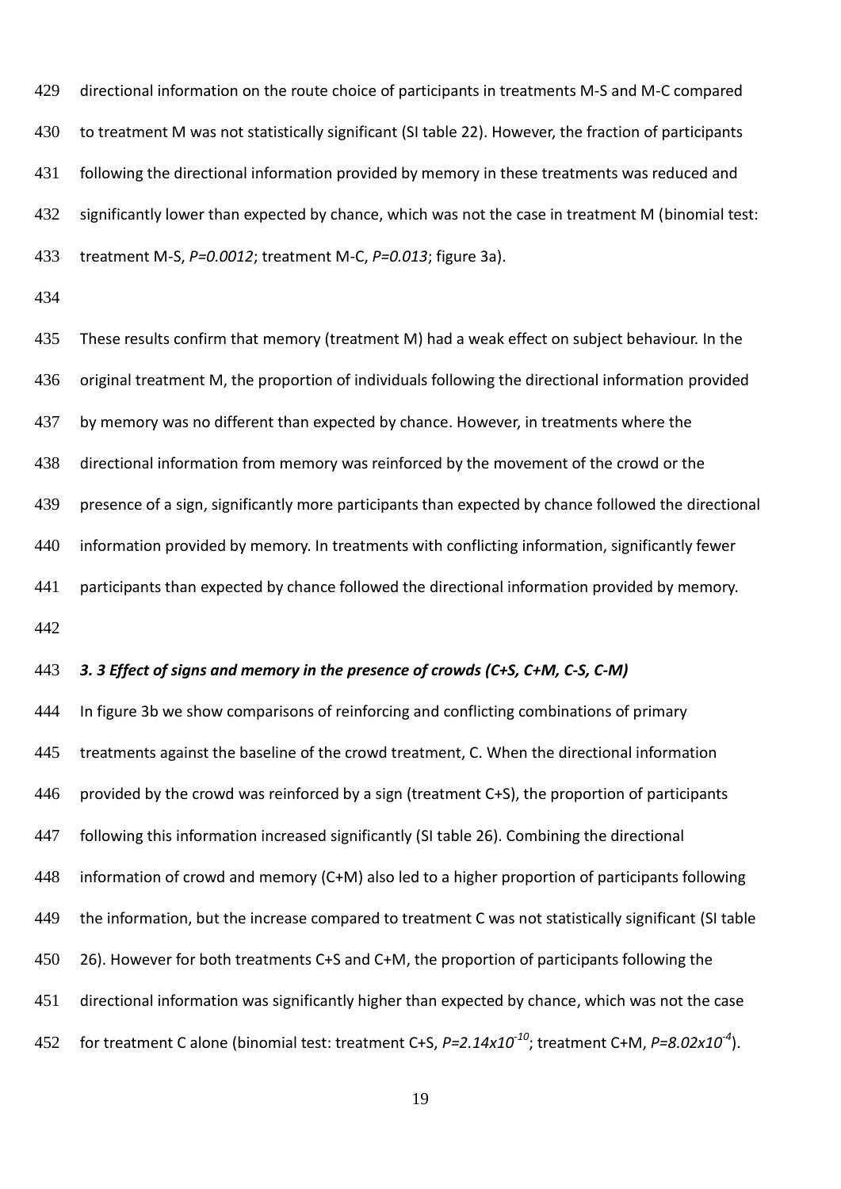directional information on the route choice of participants in treatments M-S and M-C compared to treatment M was not statistically significant (SI table 22). However, the fraction of participants following the directional information provided by memory in these treatments was reduced and significantly lower than expected by chance, which was not the case in treatment M (binomial test: treatment M-S, $P=0.0012$; treatment M-C, $P=0.013$; figure 3a).

These results confirm that memory (treatment M) had a weak effect on subject behaviour. In the original treatment M, the proportion of individuals following the directional information provided by memory was no different than expected by chance. However, in treatments where the directional information from memory was reinforced by the movement of the crowd or the presence of a sign, significantly more participants than expected by chance followed the directional information provided by memory. In treatments with conflicting information, significantly fewer participants than expected by chance followed the directional information provided by memory.

### *3. 3 Effect of signs and memory in the presence of crowds (C+S, C+M, C-S, C-M)*

In figure 3b we show comparisons of reinforcing and conflicting combinations of primary treatments against the baseline of the crowd treatment, C. When the directional information provided by the crowd was reinforced by a sign (treatment C+S), the proportion of participants following this information increased significantly (SI table 26). Combining the directional information of crowd and memory (C+M) also led to a higher proportion of participants following the information, but the increase compared to treatment C was not statistically significant (SI table 26). However for both treatments C+S and C+M, the proportion of participants following the directional information was significantly higher than expected by chance, which was not the case for treatment C alone (binomial test: treatment C+S, $P=2.14\times10^{-10}$; treatment C+M, $P=8.02\times10^{-4}$).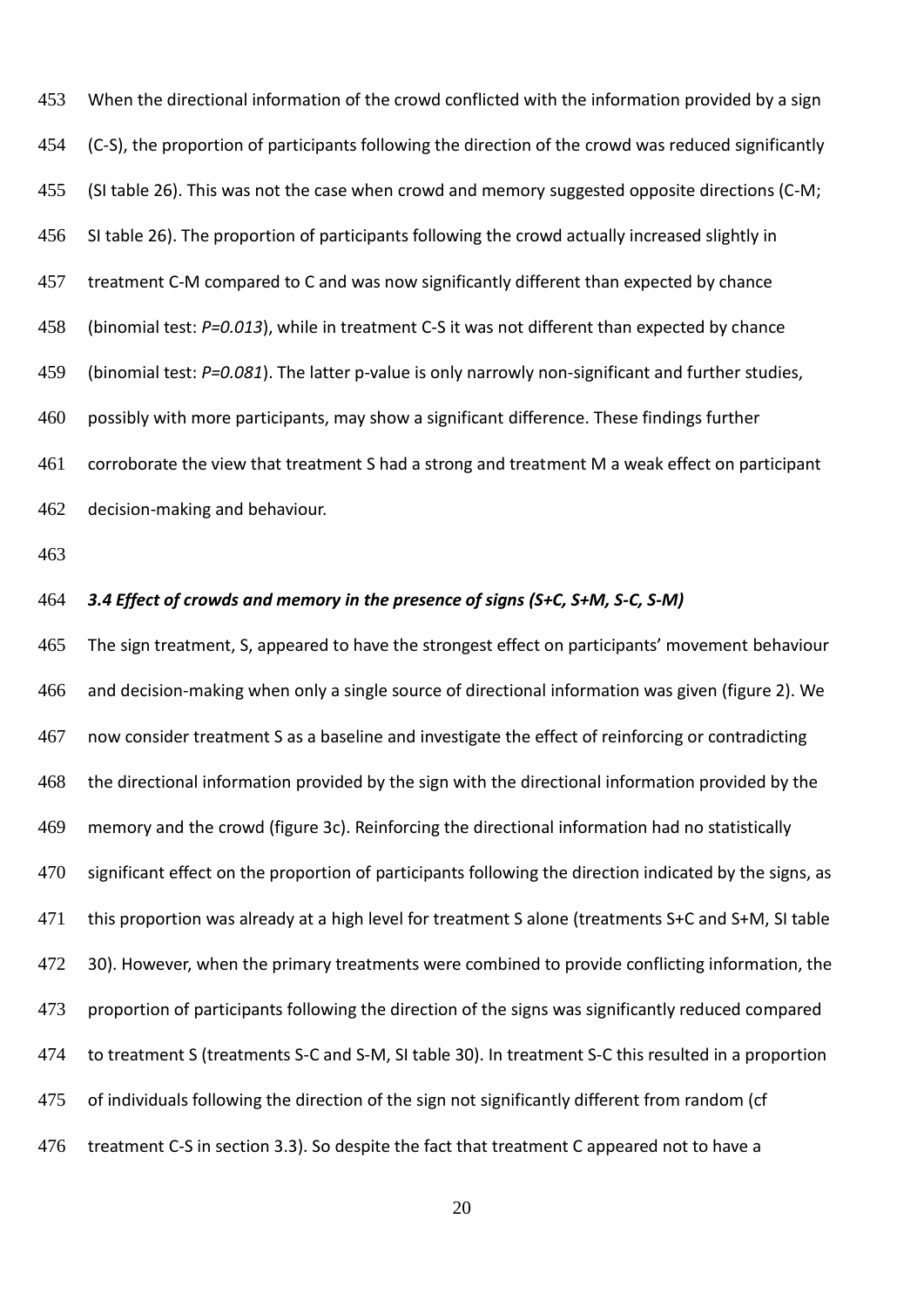When the directional information of the crowd conflicted with the information provided by a sign (C-S), the proportion of participants following the direction of the crowd was reduced significantly (SI table 26). This was not the case when crowd and memory suggested opposite directions (C-M; SI table 26). The proportion of participants following the crowd actually increased slightly in treatment C-M compared to C and was now significantly different than expected by chance (binomial test: *P=0.013*), while in treatment C-S it was not different than expected by chance (binomial test: *P=0.081*). The latter p-value is only narrowly non-significant and further studies, possibly with more participants, may show a significant difference. These findings further corroborate the view that treatment S had a strong and treatment M a weak effect on participant decision-making and behaviour.

### *3.4 Effect of crowds and memory in the presence of signs (S+C, S+M, S-C, S-M)*

The sign treatment, S, appeared to have the strongest effect on participants' movement behaviour and decision-making when only a single source of directional information was given (figure 2). We now consider treatment S as a baseline and investigate the effect of reinforcing or contradicting the directional information provided by the sign with the directional information provided by the memory and the crowd (figure 3c). Reinforcing the directional information had no statistically significant effect on the proportion of participants following the direction indicated by the signs, as this proportion was already at a high level for treatment S alone (treatments S+C and S+M, SI table 30). However, when the primary treatments were combined to provide conflicting information, the proportion of participants following the direction of the signs was significantly reduced compared to treatment S (treatments S-C and S-M, SI table 30). In treatment S-C this resulted in a proportion of individuals following the direction of the sign not significantly different from random (cf treatment C-S in section 3.3). So despite the fact that treatment C appeared not to have a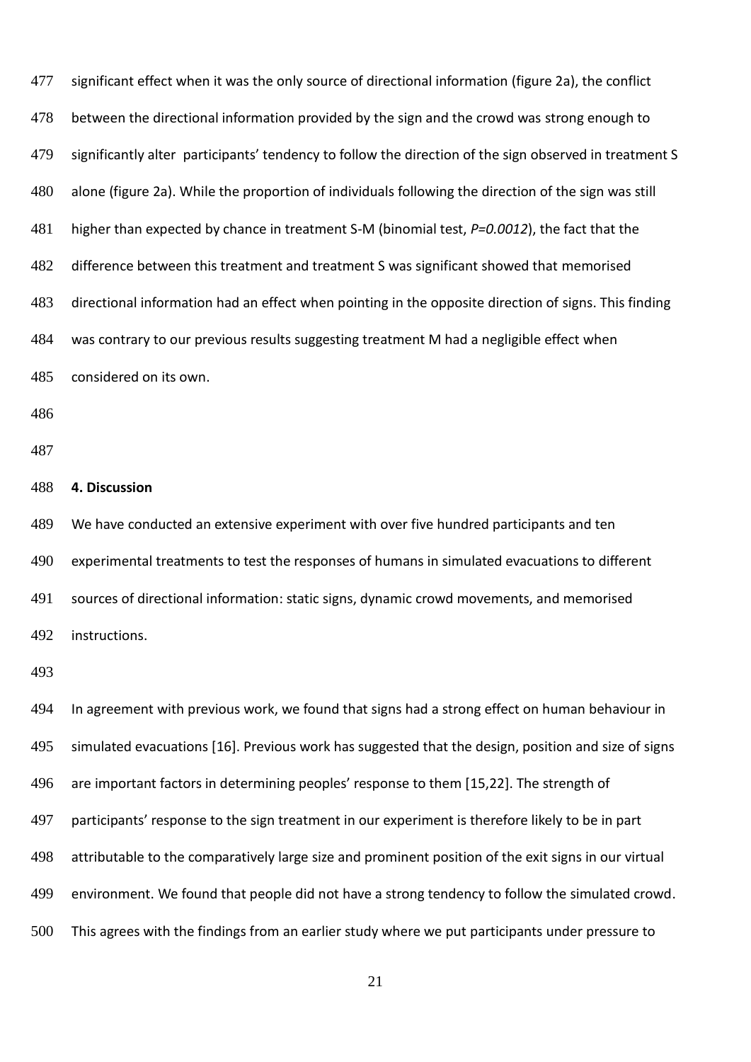significant effect when it was the only source of directional information (figure 2a), the conflict between the directional information provided by the sign and the crowd was strong enough to significantly alter participants' tendency to follow the direction of the sign observed in treatment S alone (figure 2a). While the proportion of individuals following the direction of the sign was still higher than expected by chance in treatment S-M (binomial test, *P=0.0012*), the fact that the difference between this treatment and treatment S was significant showed that memorised directional information had an effect when pointing in the opposite direction of signs. This finding was contrary to our previous results suggesting treatment M had a negligible effect when considered on its own.

## 4. Discussion

We have conducted an extensive experiment with over five hundred participants and ten experimental treatments to test the responses of humans in simulated evacuations to different sources of directional information: static signs, dynamic crowd movements, and memorised instructions.

In agreement with previous work, we found that signs had a strong effect on human behaviour in simulated evacuations [16]. Previous work has suggested that the design, position and size of signs are important factors in determining peoples' response to them [15,22]. The strength of participants' response to the sign treatment in our experiment is therefore likely to be in part attributable to the comparatively large size and prominent position of the exit signs in our virtual environment. We found that people did not have a strong tendency to follow the simulated crowd. This agrees with the findings from an earlier study where we put participants under pressure to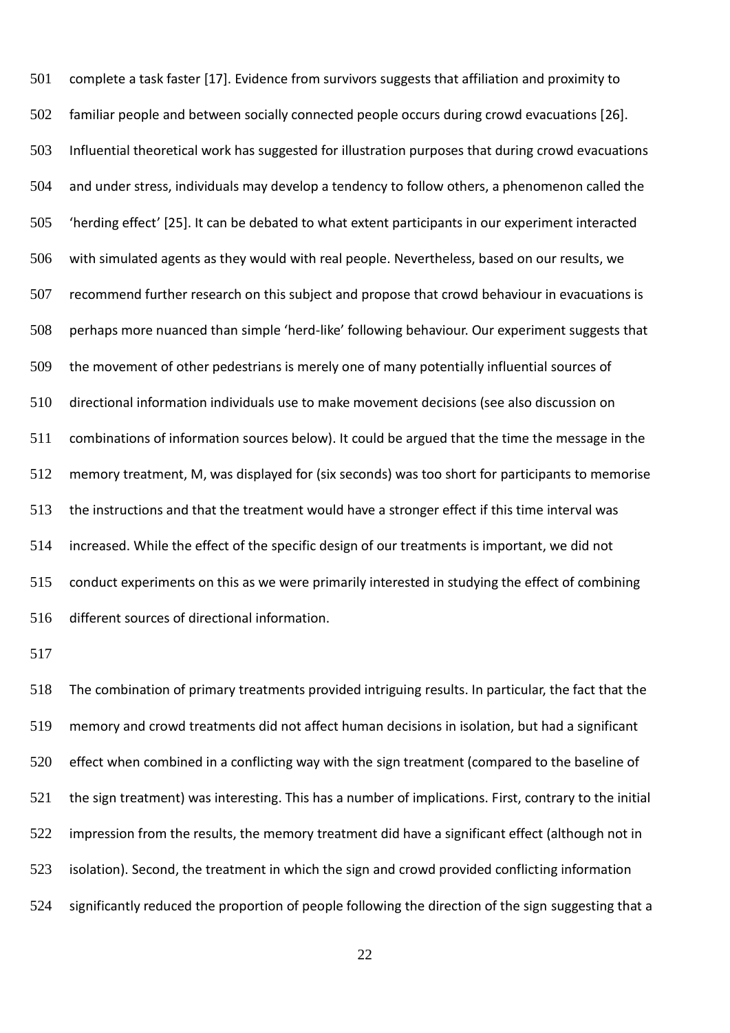complete a task faster [17]. Evidence from survivors suggests that affiliation and proximity to familiar people and between socially connected people occurs during crowd evacuations [26]. Influential theoretical work has suggested for illustration purposes that during crowd evacuations and under stress, individuals may develop a tendency to follow others, a phenomenon called the 'herding effect' [25]. It can be debated to what extent participants in our experiment interacted with simulated agents as they would with real people. Nevertheless, based on our results, we recommend further research on this subject and propose that crowd behaviour in evacuations is perhaps more nuanced than simple 'herd-like' following behaviour. Our experiment suggests that the movement of other pedestrians is merely one of many potentially influential sources of directional information individuals use to make movement decisions (see also discussion on combinations of information sources below). It could be argued that the time the message in the memory treatment, M, was displayed for (six seconds) was too short for participants to memorise the instructions and that the treatment would have a stronger effect if this time interval was increased. While the effect of the specific design of our treatments is important, we did not conduct experiments on this as we were primarily interested in studying the effect of combining different sources of directional information.

The combination of primary treatments provided intriguing results. In particular, the fact that the memory and crowd treatments did not affect human decisions in isolation, but had a significant effect when combined in a conflicting way with the sign treatment (compared to the baseline of the sign treatment) was interesting. This has a number of implications. First, contrary to the initial impression from the results, the memory treatment did have a significant effect (although not in isolation). Second, the treatment in which the sign and crowd provided conflicting information significantly reduced the proportion of people following the direction of the sign suggesting that a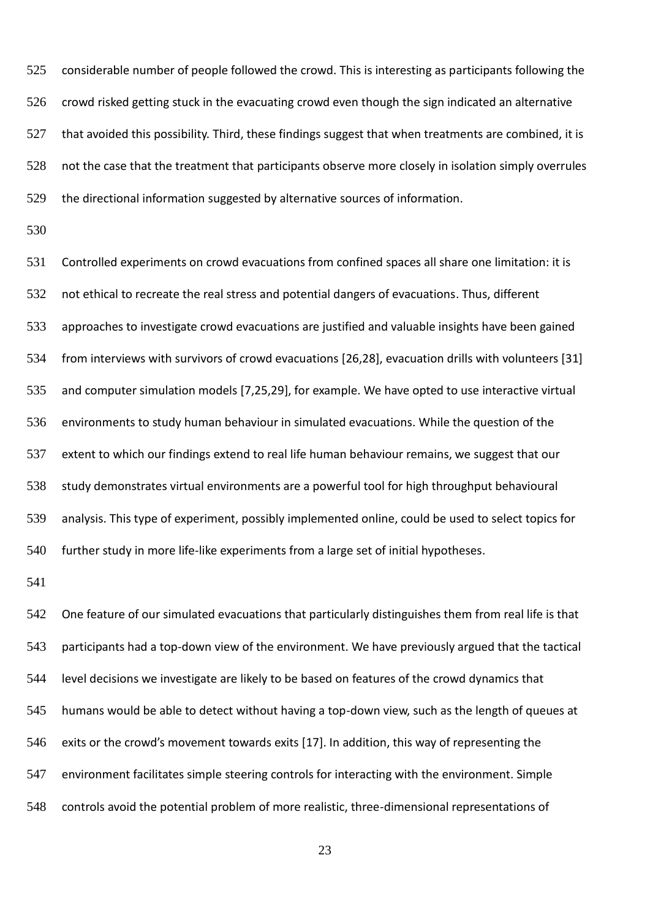considerable number of people followed the crowd. This is interesting as participants following the crowd risked getting stuck in the evacuating crowd even though the sign indicated an alternative that avoided this possibility. Third, these findings suggest that when treatments are combined, it is not the case that the treatment that participants observe more closely in isolation simply overrules the directional information suggested by alternative sources of information.

Controlled experiments on crowd evacuations from confined spaces all share one limitation: it is not ethical to recreate the real stress and potential dangers of evacuations. Thus, different approaches to investigate crowd evacuations are justified and valuable insights have been gained from interviews with survivors of crowd evacuations [26,28], evacuation drills with volunteers [31] and computer simulation models [7,25,29], for example. We have opted to use interactive virtual environments to study human behaviour in simulated evacuations. While the question of the extent to which our findings extend to real life human behaviour remains, we suggest that our study demonstrates virtual environments are a powerful tool for high throughput behavioural analysis. This type of experiment, possibly implemented online, could be used to select topics for further study in more life-like experiments from a large set of initial hypotheses.

One feature of our simulated evacuations that particularly distinguishes them from real life is that participants had a top-down view of the environment. We have previously argued that the tactical level decisions we investigate are likely to be based on features of the crowd dynamics that humans would be able to detect without having a top-down view, such as the length of queues at exits or the crowd's movement towards exits [17]. In addition, this way of representing the environment facilitates simple steering controls for interacting with the environment. Simple controls avoid the potential problem of more realistic, three-dimensional representations of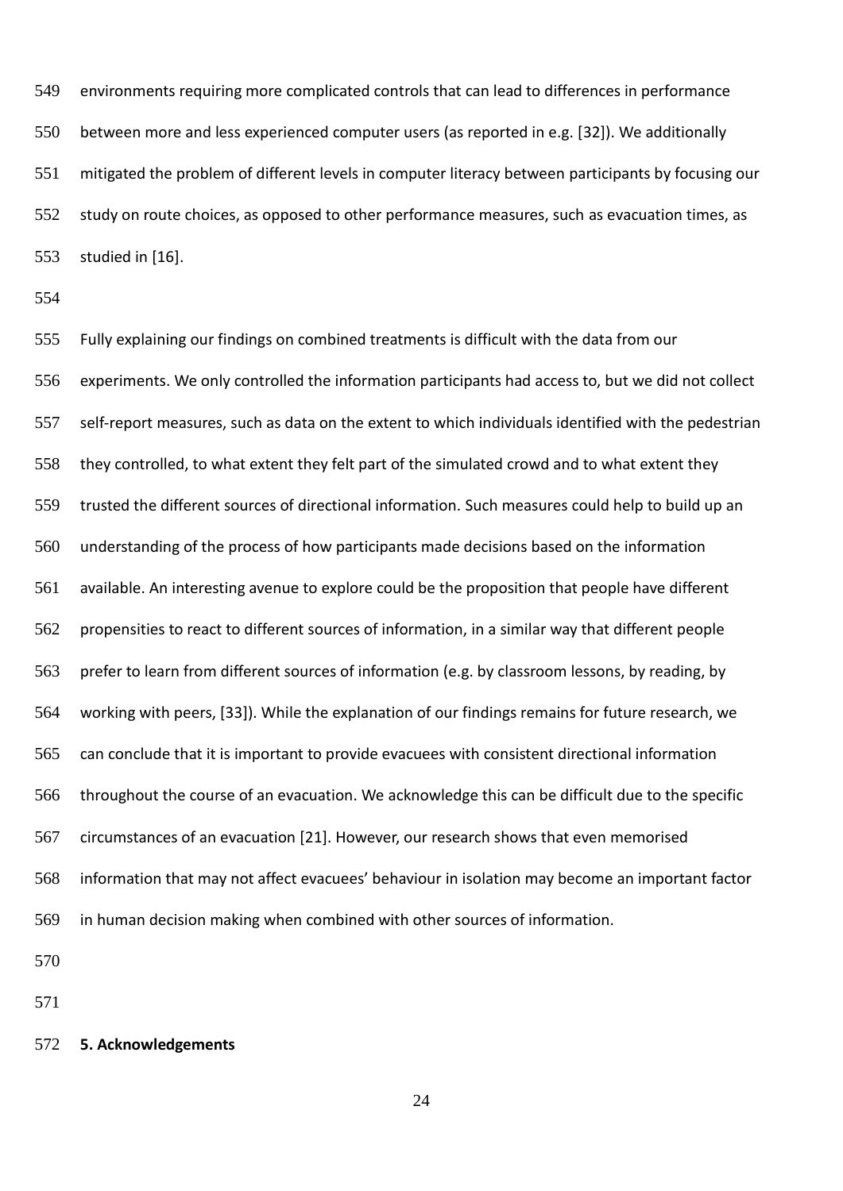environments requiring more complicated controls that can lead to differences in performance between more and less experienced computer users (as reported in e.g. [32]). We additionally mitigated the problem of different levels in computer literacy between participants by focusing our study on route choices, as opposed to other performance measures, such as evacuation times, as studied in [16].

Fully explaining our findings on combined treatments is difficult with the data from our experiments. We only controlled the information participants had access to, but we did not collect self-report measures, such as data on the extent to which individuals identified with the pedestrian they controlled, to what extent they felt part of the simulated crowd and to what extent they trusted the different sources of directional information. Such measures could help to build up an understanding of the process of how participants made decisions based on the information available. An interesting avenue to explore could be the proposition that people have different propensities to react to different sources of information, in a similar way that different people prefer to learn from different sources of information (e.g. by classroom lessons, by reading, by working with peers, [33]). While the explanation of our findings remains for future research, we can conclude that it is important to provide evacuees with consistent directional information throughout the course of an evacuation. We acknowledge this can be difficult due to the specific circumstances of an evacuation [21]. However, our research shows that even memorised information that may not affect evacuees' behaviour in isolation may become an important factor in human decision making when combined with other sources of information.

## 5. Acknowledgements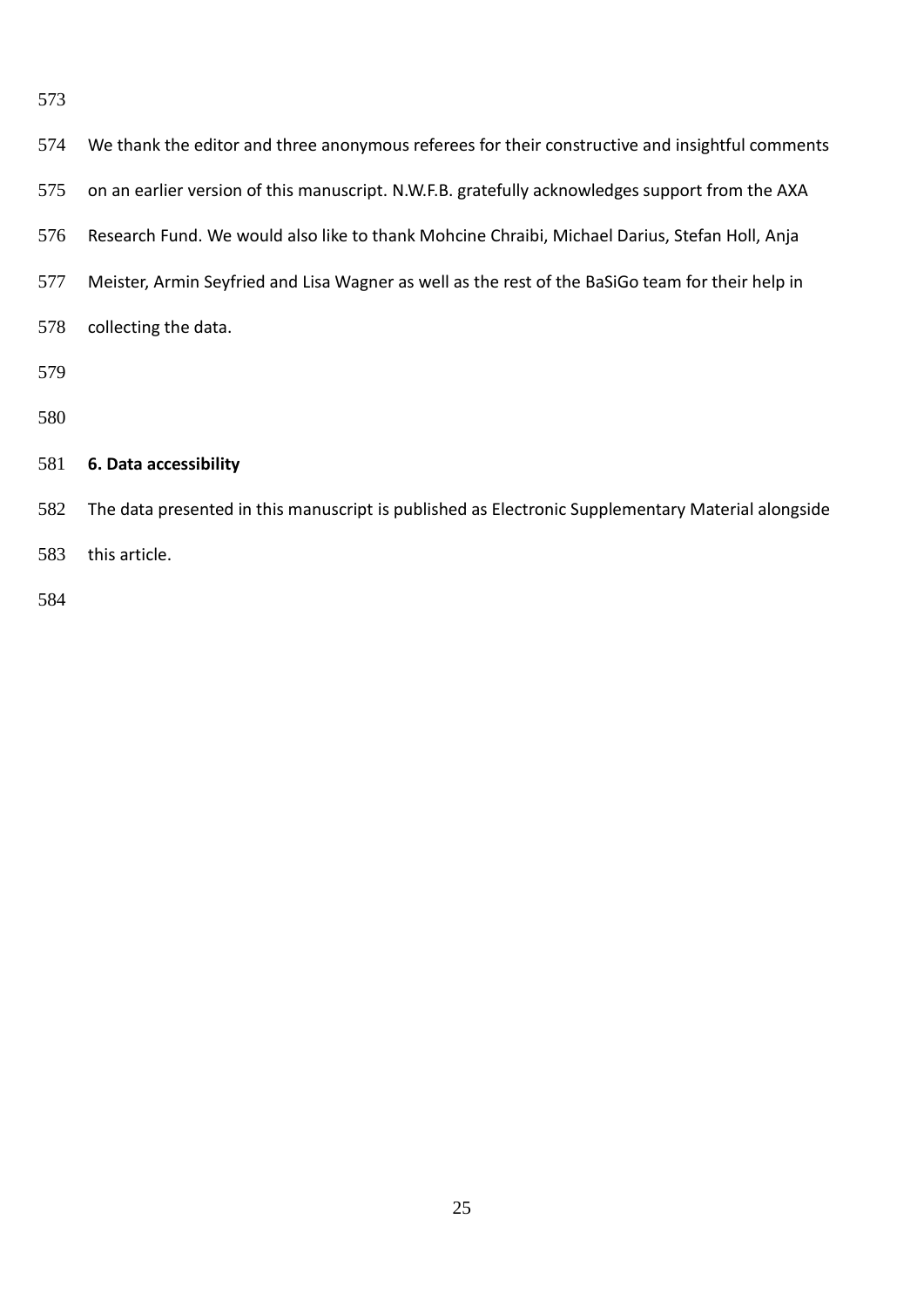We thank the editor and three anonymous referees for their constructive and insightful comments on an earlier version of this manuscript. N.W.F.B. gratefully acknowledges support from the AXA Research Fund. We would also like to thank Mohcine Chraibi, Michael Darius, Stefan Holl, Anja Meister, Armin Seyfried and Lisa Wagner as well as the rest of the BaSiGo team for their help in collecting the data.

## 6. Data accessibility

The data presented in this manuscript is published as Electronic Supplementary Material alongside this article.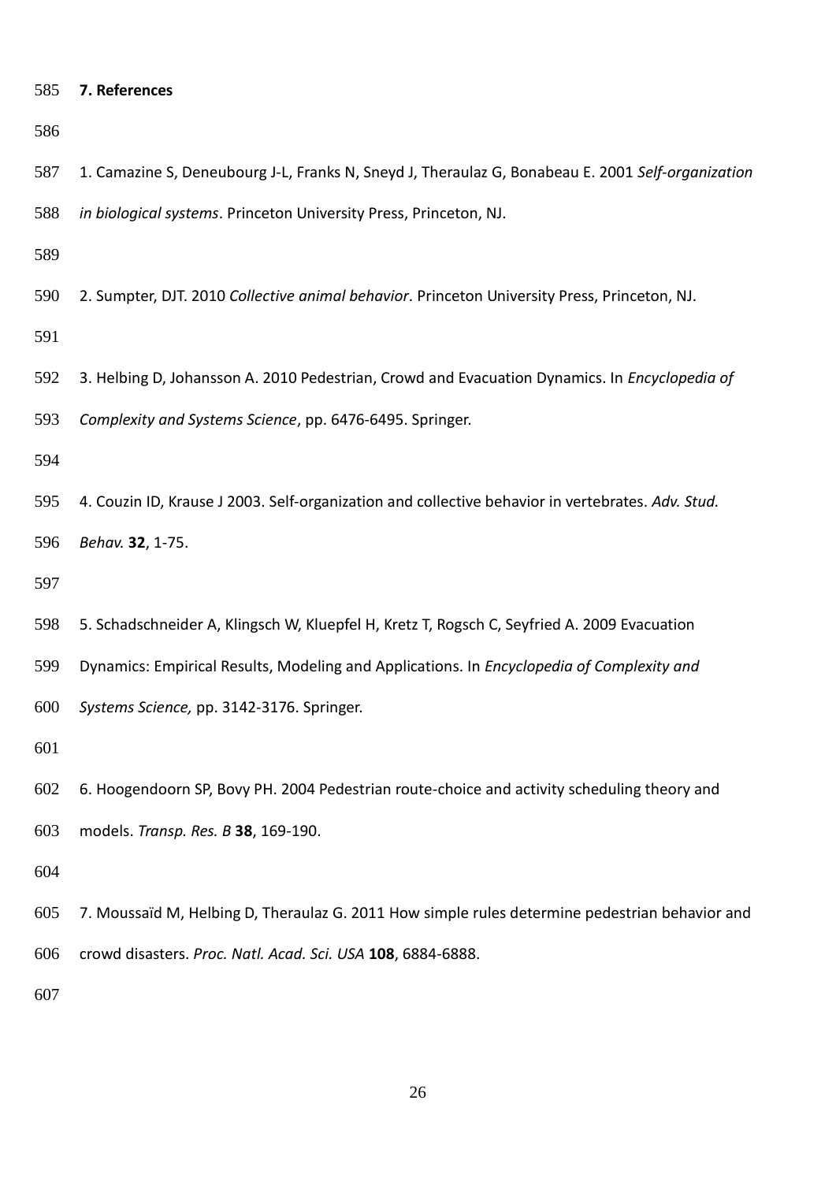## 7. References

1. Camazine S, Deneubourg J-L, Franks N, Sneyd J, Theraulaz G, Bonabeau E. 2001 *Self-organization in biological systems*. Princeton University Press, Princeton, NJ.

2. Sumpter, DJT. 2010 *Collective animal behavior*. Princeton University Press, Princeton, NJ.

3. Helbing D, Johansson A. 2010 Pedestrian, Crowd and Evacuation Dynamics. In *Encyclopedia of Complexity and Systems Science*, pp. 6476-6495. Springer.

4. Couzin ID, Krause J 2003. Self-organization and collective behavior in vertebrates. *Adv. Stud. Behav.* **32**, 1-75.

5. Schadschneider A, Klingsch W, Kluepfel H, Kretz T, Rogsch C, Seyfried A. 2009 Evacuation Dynamics: Empirical Results, Modeling and Applications. In *Encyclopedia of Complexity and Systems Science,* pp. 3142-3176. Springer.

6. Hoogendoorn SP, Bovy PH. 2004 Pedestrian route-choice and activity scheduling theory and models. *Transp. Res. B* **38**, 169-190.

7. Moussaïd M, Helbing D, Theraulaz G. 2011 How simple rules determine pedestrian behavior and crowd disasters. *Proc. Natl. Acad. Sci. USA* **108**, 6884-6888.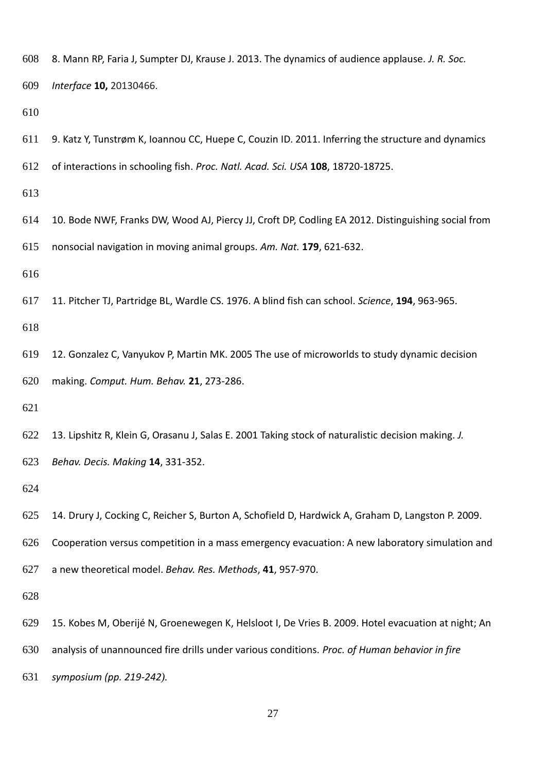8. Mann RP, Faria J, Sumpter DJ, Krause J. 2013. The dynamics of audience applause. *J. R. Soc. Interface* **10,** 20130466.

9. Katz Y, Tunstrøm K, Ioannou CC, Huepe C, Couzin ID. 2011. Inferring the structure and dynamics of interactions in schooling fish. *Proc. Natl. Acad. Sci. USA* **108**, 18720-18725.

10. Bode NWF, Franks DW, Wood AJ, Piercy JJ, Croft DP, Codling EA 2012. Distinguishing social from nonsocial navigation in moving animal groups. *Am. Nat.* **179**, 621-632.

11. Pitcher TJ, Partridge BL, Wardle CS. 1976. A blind fish can school. *Science*, **194**, 963-965.

12. Gonzalez C, Vanyukov P, Martin MK. 2005 The use of microworlds to study dynamic decision making. *Comput. Hum. Behav.* **21**, 273-286.

13. Lipshitz R, Klein G, Orasanu J, Salas E. 2001 Taking stock of naturalistic decision making. *J. Behav. Decis. Making* **14**, 331-352.

14. Drury J, Cocking C, Reicher S, Burton A, Schofield D, Hardwick A, Graham D, Langston P. 2009. Cooperation versus competition in a mass emergency evacuation: A new laboratory simulation and a new theoretical model. *Behav. Res. Methods*, **41**, 957-970.

15. Kobes M, Oberijé N, Groenewegen K, Helsloot I, De Vries B. 2009. Hotel evacuation at night; An analysis of unannounced fire drills under various conditions. *Proc. of Human behavior in fire symposium (pp. 219-242).*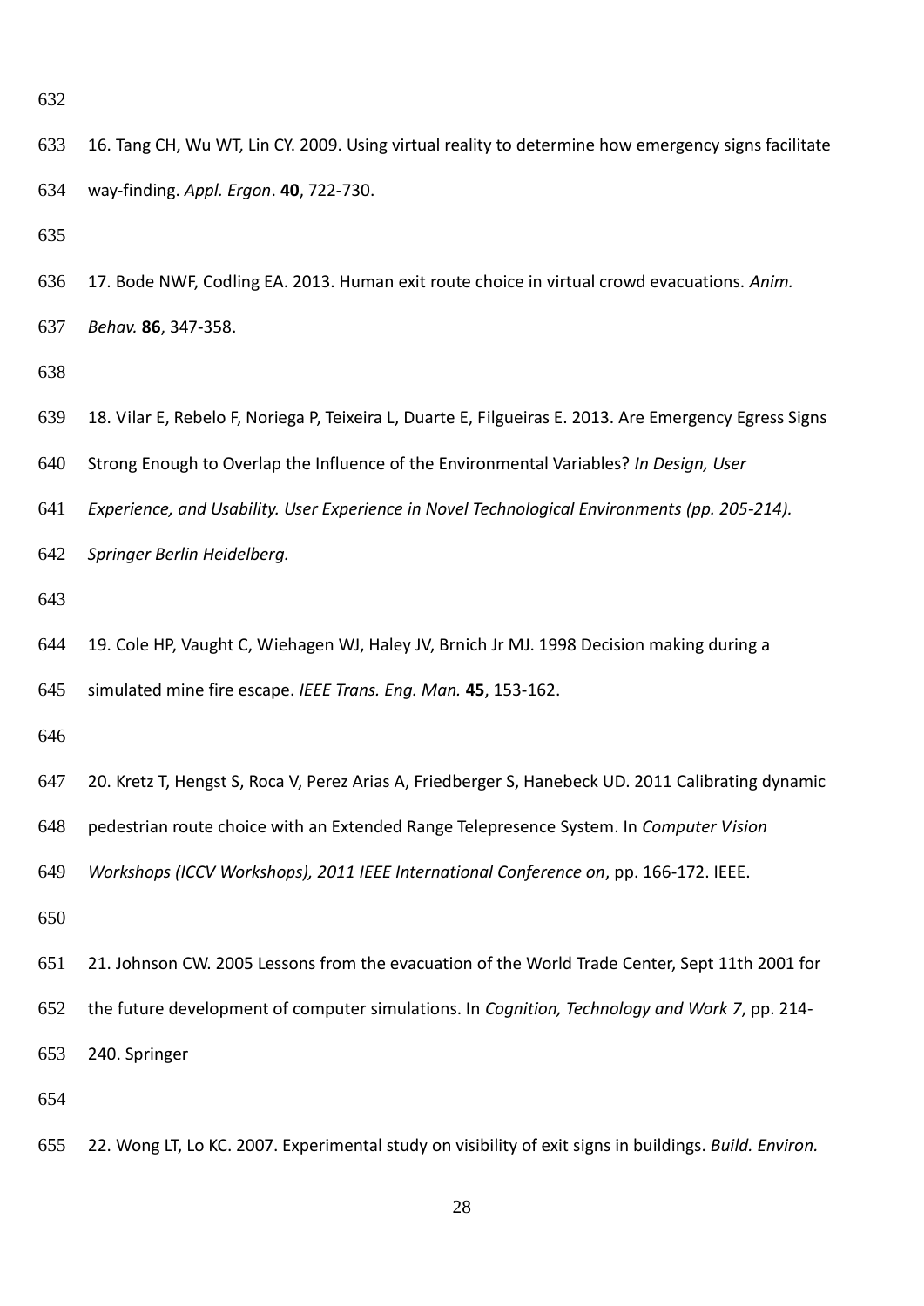16. Tang CH, Wu WT, Lin CY. 2009. Using virtual reality to determine how emergency signs facilitate way-finding. *Appl. Ergon*. **40**, 722-730.

17. Bode NWF, Codling EA. 2013. Human exit route choice in virtual crowd evacuations. *Anim. Behav.* **86**, 347-358.

18. Vilar E, Rebelo F, Noriega P, Teixeira L, Duarte E, Filgueiras E. 2013. Are Emergency Egress Signs Strong Enough to Overlap the Influence of the Environmental Variables? *In Design, User Experience, and Usability. User Experience in Novel Technological Environments (pp. 205-214). Springer Berlin Heidelberg.*

19. Cole HP, Vaught C, Wiehagen WJ, Haley JV, Brnich Jr MJ. 1998 Decision making during a simulated mine fire escape. *IEEE Trans. Eng. Man.* **45**, 153-162.

20. Kretz T, Hengst S, Roca V, Perez Arias A, Friedberger S, Hanebeck UD. 2011 Calibrating dynamic pedestrian route choice with an Extended Range Telepresence System. In *Computer Vision Workshops (ICCV Workshops), 2011 IEEE International Conference on*, pp. 166-172. IEEE.

21. Johnson CW. 2005 Lessons from the evacuation of the World Trade Center, Sept 11th 2001 for the future development of computer simulations. In *Cognition, Technology and Work 7*, pp. 214-240. Springer

22. Wong LT, Lo KC. 2007. Experimental study on visibility of exit signs in buildings. *Build. Environ.*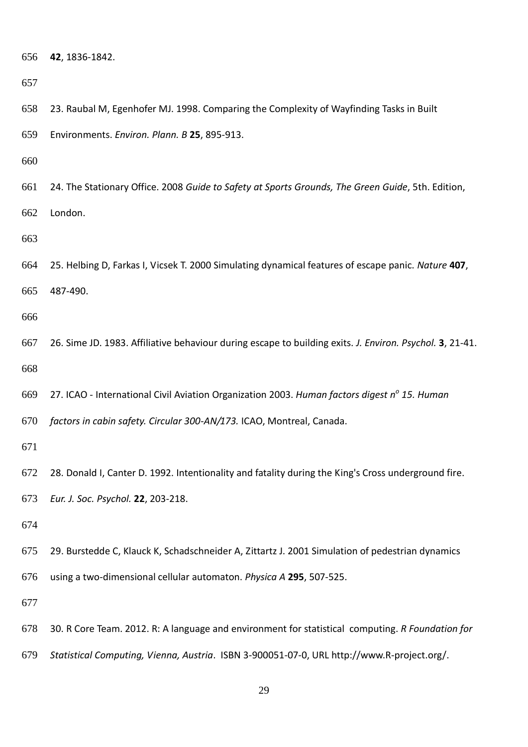**42**, 1836-1842.

23. Raubal M, Egenhofer MJ. 1998. Comparing the Complexity of Wayfinding Tasks in Built Environments. *Environ. Plann. B* **25**, 895-913.

24. The Stationary Office. 2008 *Guide to Safety at Sports Grounds, The Green Guide*, 5th. Edition, London.

25. Helbing D, Farkas I, Vicsek T. 2000 Simulating dynamical features of escape panic. *Nature* **407**, 487-490.

26. Sime JD. 1983. Affiliative behaviour during escape to building exits. *J. Environ. Psychol.* **3**, 21-41.

27. ICAO - International Civil Aviation Organization 2003. *Human factors digest n° 15. Human factors in cabin safety. Circular 300-AN/173.* ICAO, Montreal, Canada.

28. Donald I, Canter D. 1992. Intentionality and fatality during the King's Cross underground fire. *Eur. J. Soc. Psychol.* **22**, 203-218.

29. Burstedde C, Klauck K, Schadschneider A, Zittartz J. 2001 Simulation of pedestrian dynamics using a two-dimensional cellular automaton. *Physica A* **295**, 507-525.

30. R Core Team. 2012. R: A language and environment for statistical computing. *R Foundation for Statistical Computing, Vienna, Austria*. ISBN 3-900051-07-0, URL http://www.R-project.org/.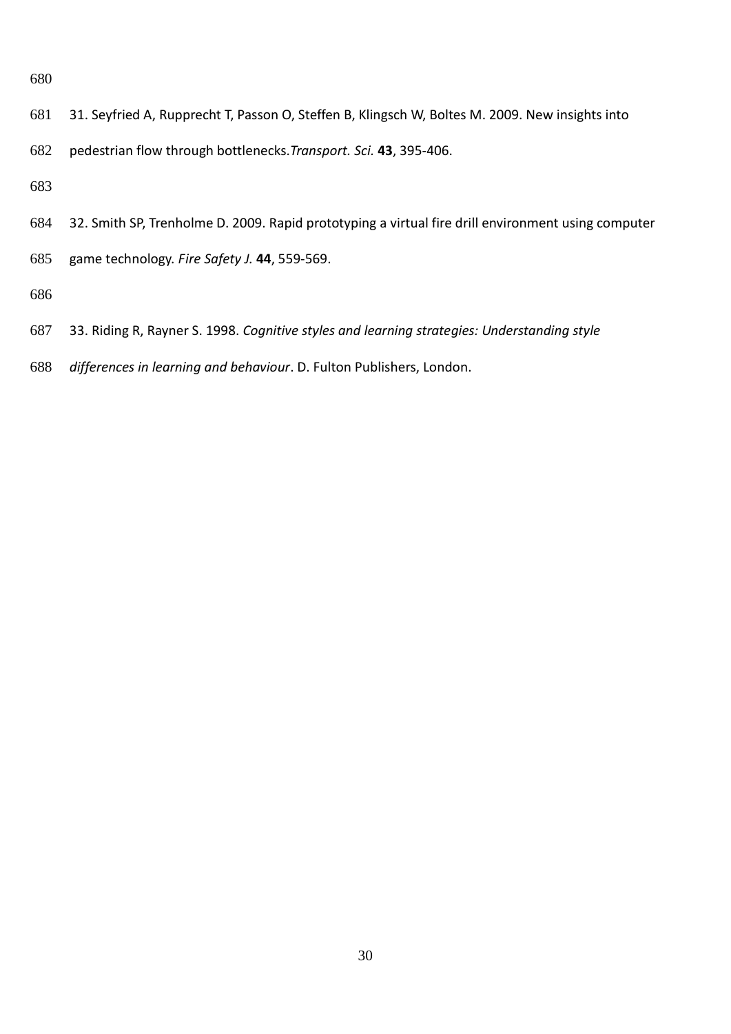31. Seyfried A, Rupprecht T, Passon O, Steffen B, Klingsch W, Boltes M. 2009. New insights into pedestrian flow through bottlenecks.*Transport. Sci.* **43**, 395-406.

32. Smith SP, Trenholme D. 2009. Rapid prototyping a virtual fire drill environment using computer game technology. *Fire Safety J.* **44**, 559-569.

33. Riding R, Rayner S. 1998. *Cognitive styles and learning strategies: Understanding style differences in learning and behaviour*. D. Fulton Publishers, London.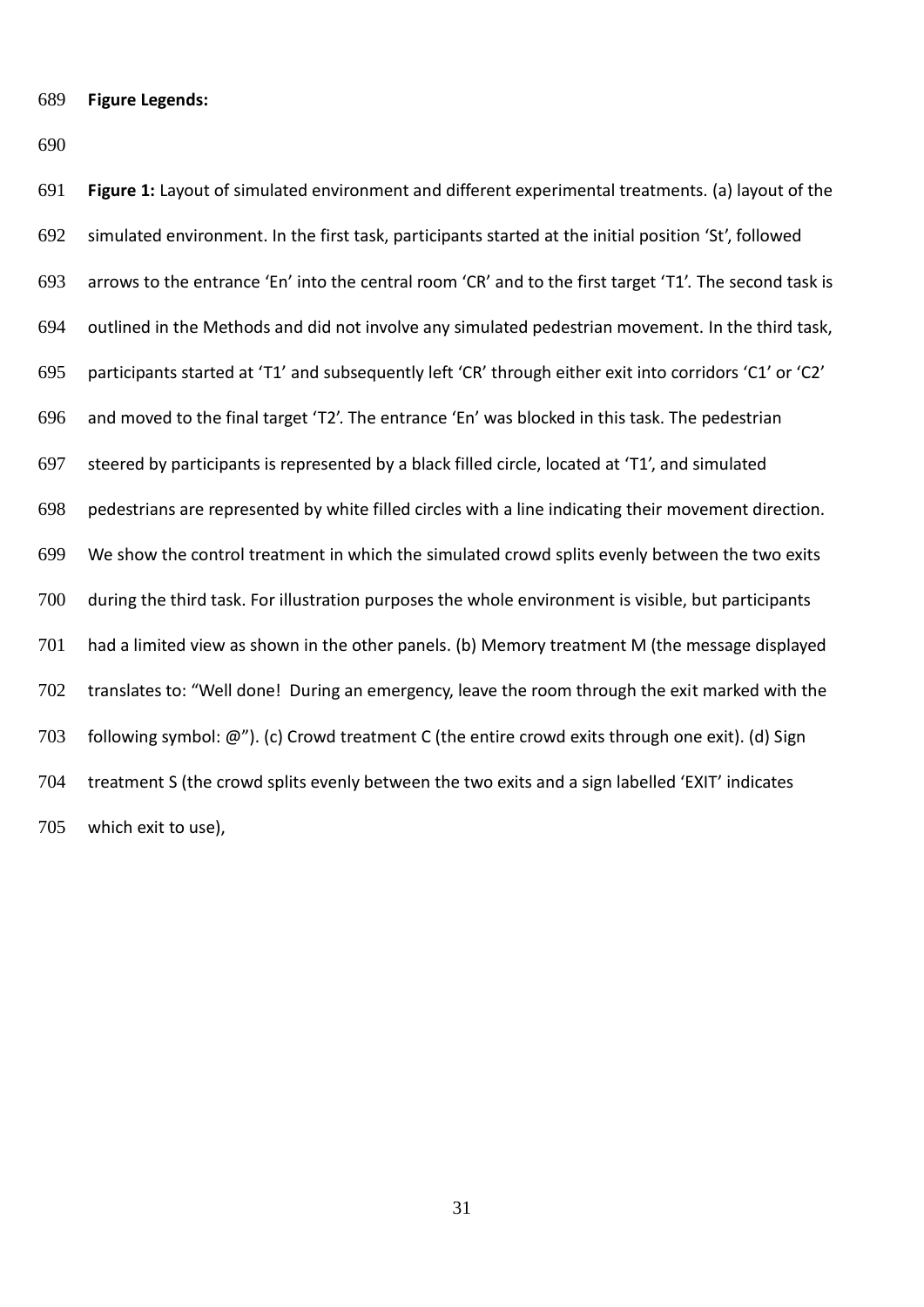**Figure Legends:**

**Figure 1:** Layout of simulated environment and different experimental treatments. (a) layout of the simulated environment. In the first task, participants started at the initial position 'St', followed arrows to the entrance 'En' into the central room 'CR' and to the first target 'T1'. The second task is outlined in the Methods and did not involve any simulated pedestrian movement. In the third task, participants started at 'T1' and subsequently left 'CR' through either exit into corridors 'C1' or 'C2' and moved to the final target 'T2'. The entrance 'En' was blocked in this task. The pedestrian steered by participants is represented by a black filled circle, located at 'T1', and simulated pedestrians are represented by white filled circles with a line indicating their movement direction. We show the control treatment in which the simulated crowd splits evenly between the two exits during the third task. For illustration purposes the whole environment is visible, but participants had a limited view as shown in the other panels. (b) Memory treatment M (the message displayed translates to: "Well done! During an emergency, leave the room through the exit marked with the following symbol: @"). (c) Crowd treatment C (the entire crowd exits through one exit). (d) Sign treatment S (the crowd splits evenly between the two exits and a sign labelled 'EXIT' indicates which exit to use),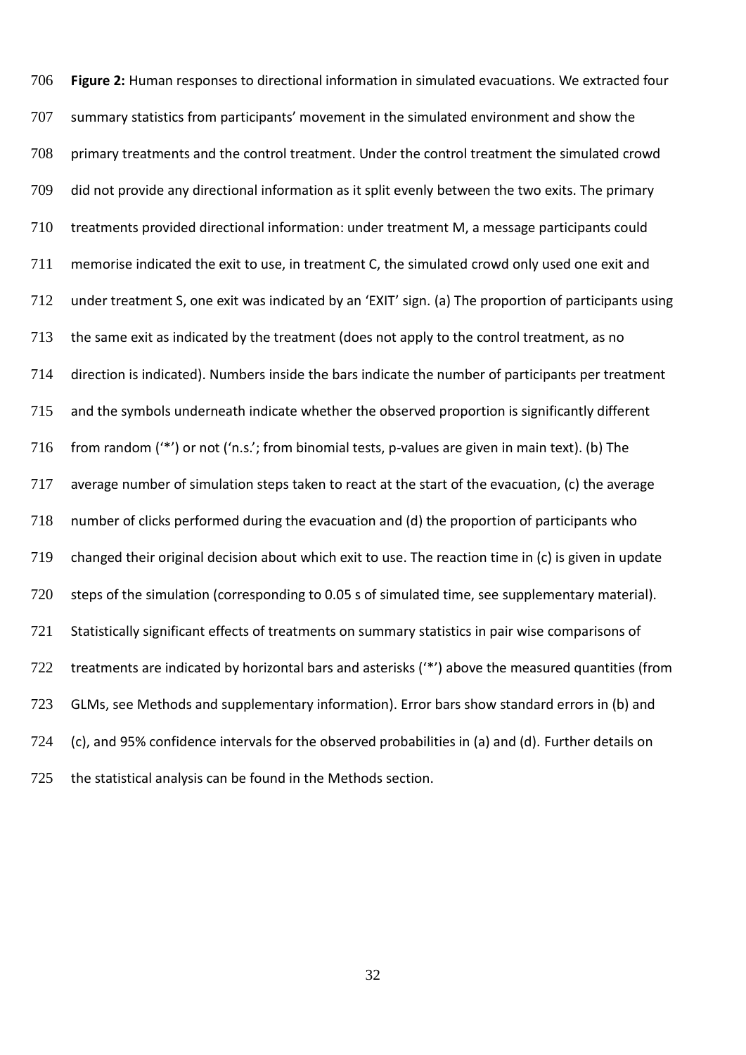**Figure 2:** Human responses to directional information in simulated evacuations. We extracted four summary statistics from participants' movement in the simulated environment and show the primary treatments and the control treatment. Under the control treatment the simulated crowd did not provide any directional information as it split evenly between the two exits. The primary treatments provided directional information: under treatment M, a message participants could memorise indicated the exit to use, in treatment C, the simulated crowd only used one exit and under treatment S, one exit was indicated by an 'EXIT' sign. (a) The proportion of participants using the same exit as indicated by the treatment (does not apply to the control treatment, as no direction is indicated). Numbers inside the bars indicate the number of participants per treatment and the symbols underneath indicate whether the observed proportion is significantly different from random ('*') or not ('n.s.'; from binomial tests, p-values are given in main text). (b) The average number of simulation steps taken to react at the start of the evacuation, (c) the average number of clicks performed during the evacuation and (d) the proportion of participants who changed their original decision about which exit to use. The reaction time in (c) is given in update steps of the simulation (corresponding to 0.05 s of simulated time, see supplementary material). Statistically significant effects of treatments on summary statistics in pair wise comparisons of treatments are indicated by horizontal bars and asterisks ('*') above the measured quantities (from GLMs, see Methods and supplementary information). Error bars show standard errors in (b) and (c), and 95% confidence intervals for the observed probabilities in (a) and (d). Further details on the statistical analysis can be found in the Methods section.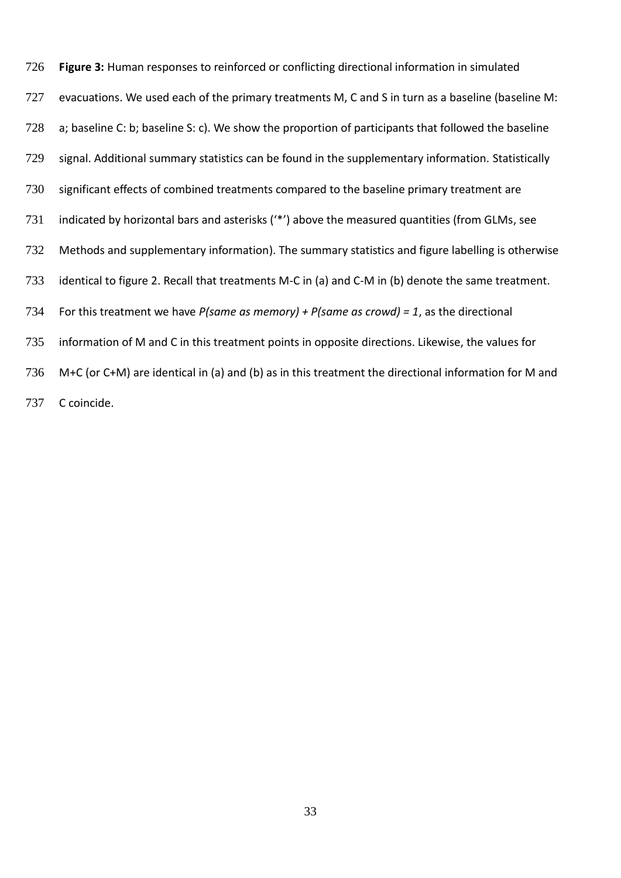**Figure 3:** Human responses to reinforced or conflicting directional information in simulated evacuations. We used each of the primary treatments M, C and S in turn as a baseline (baseline M: a; baseline C: b; baseline S: c). We show the proportion of participants that followed the baseline signal. Additional summary statistics can be found in the supplementary information. Statistically significant effects of combined treatments compared to the baseline primary treatment are indicated by horizontal bars and asterisks ('*') above the measured quantities (from GLMs, see Methods and supplementary information). The summary statistics and figure labelling is otherwise identical to figure 2. Recall that treatments M-C in (a) and C-M in (b) denote the same treatment. For this treatment we have *P(same as memory) + P(same as crowd) = 1*, as the directional information of M and C in this treatment points in opposite directions. Likewise, the values for M+C (or C+M) are identical in (a) and (b) as in this treatment the directional information for M and C coincide.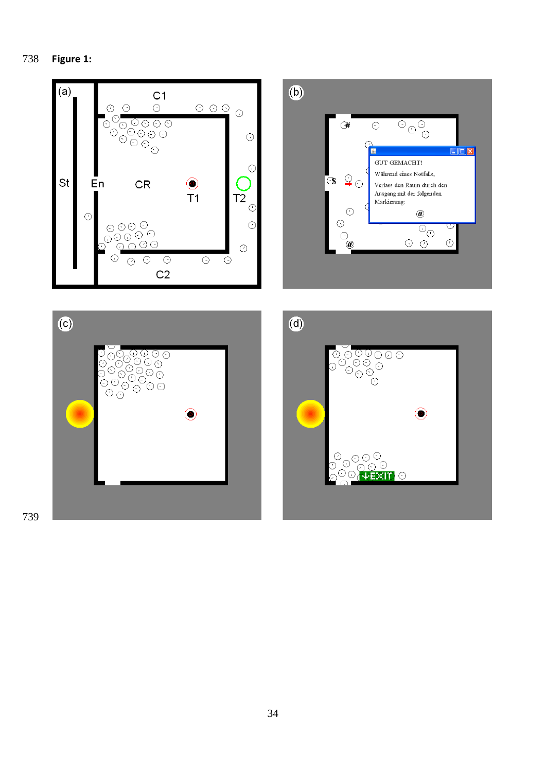**Figure 1:**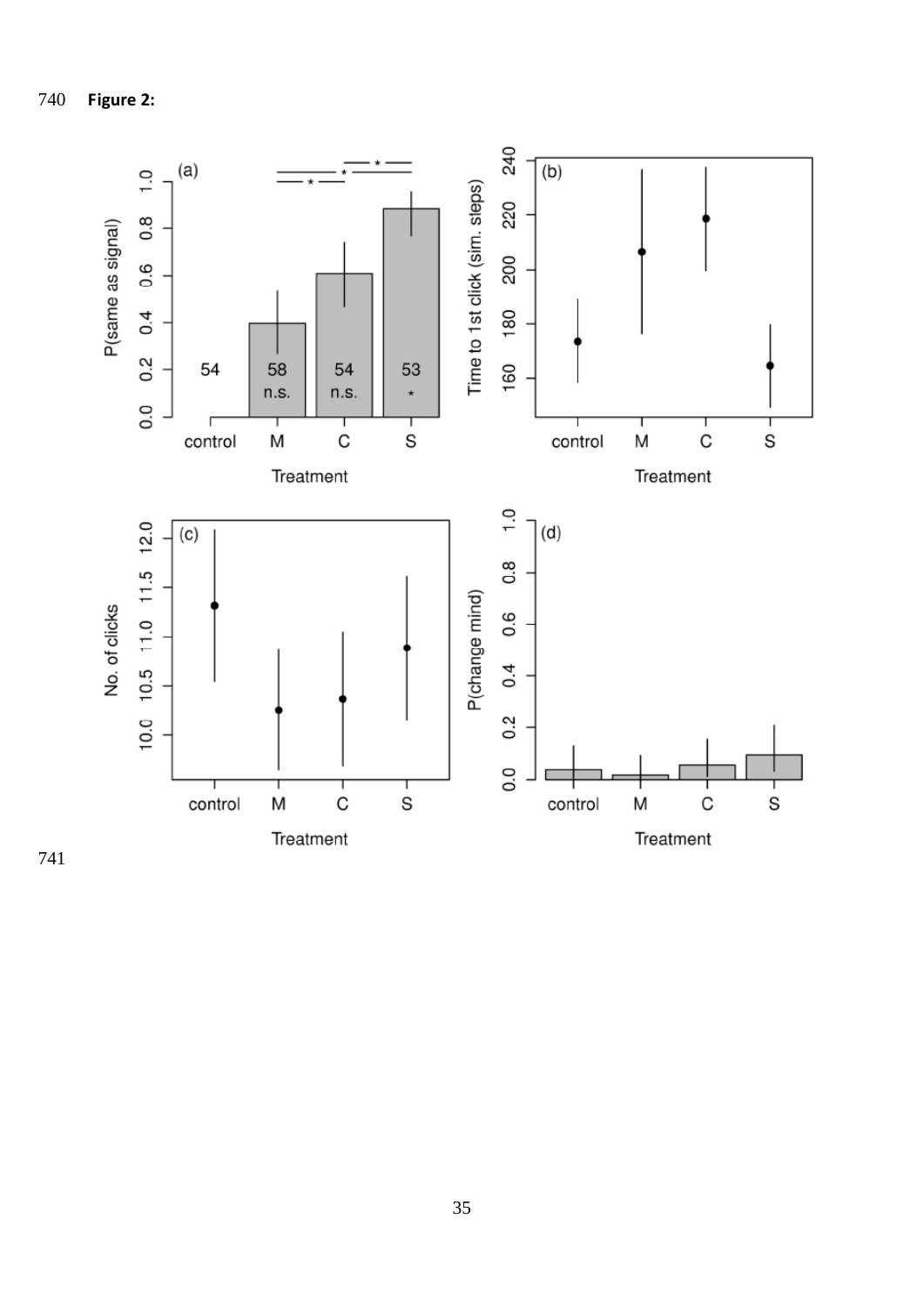**Figure 2:**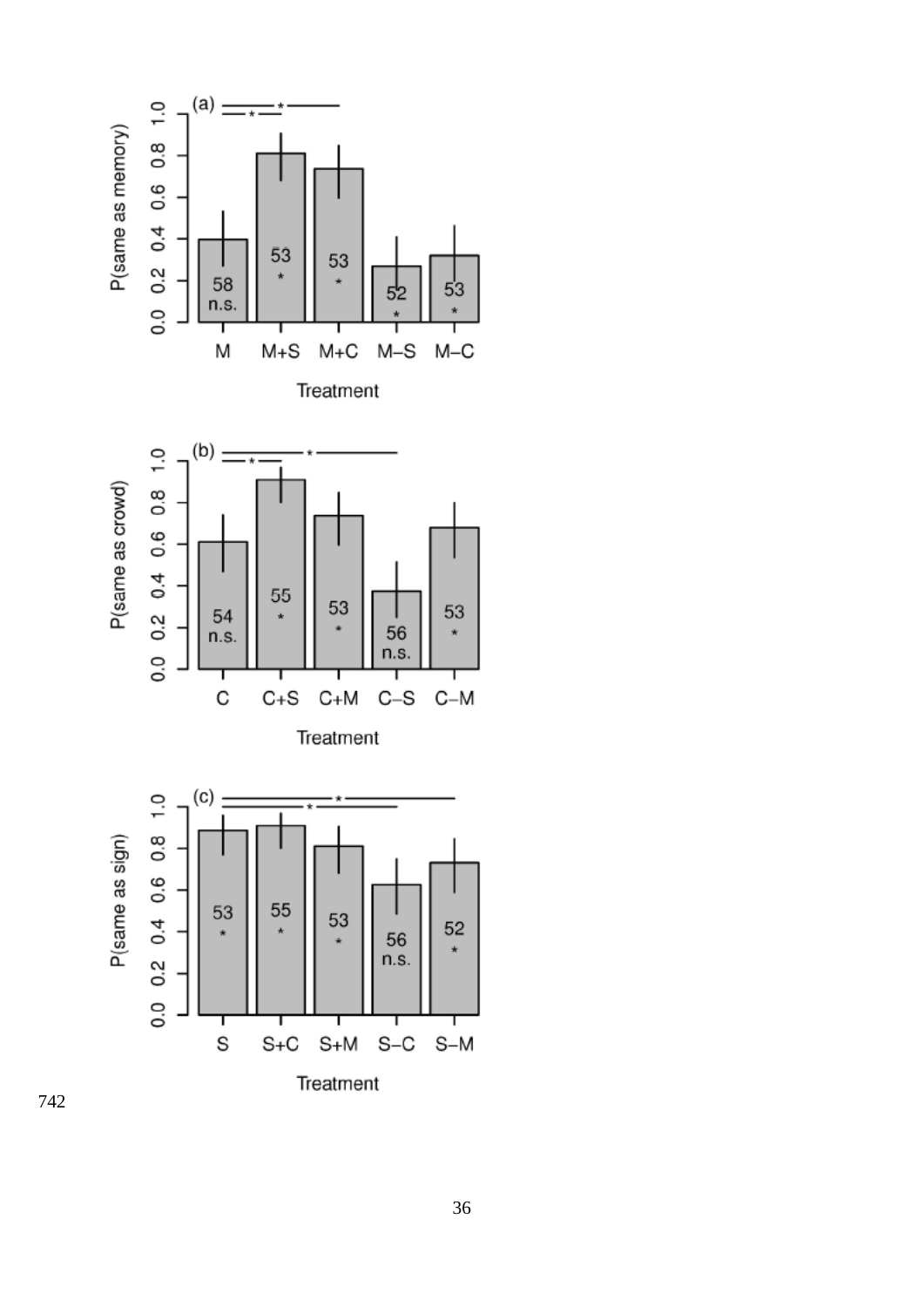(a)

P(same as memory)

1.0
0.8
0.6
0.4
0.2
0.0

58
n.s.

53
*

53
*

52
*

53
*

M M+S M+C M−S M−C

Treatment

(b)

P(same as crowd)

1.0
0.8
0.6
0.4
0.2
0.0

54
n.s.

55
*

53
*

56
n.s.

53
*

C C+S C+M C−S C−M

Treatment

(c)

P(same as sign)

1.0
0.8
0.6
0.4
0.2
0.0

53
*

55
*

53
*

56
n.s.

52
*

S S+C S+M S−C S−M

Treatment

742